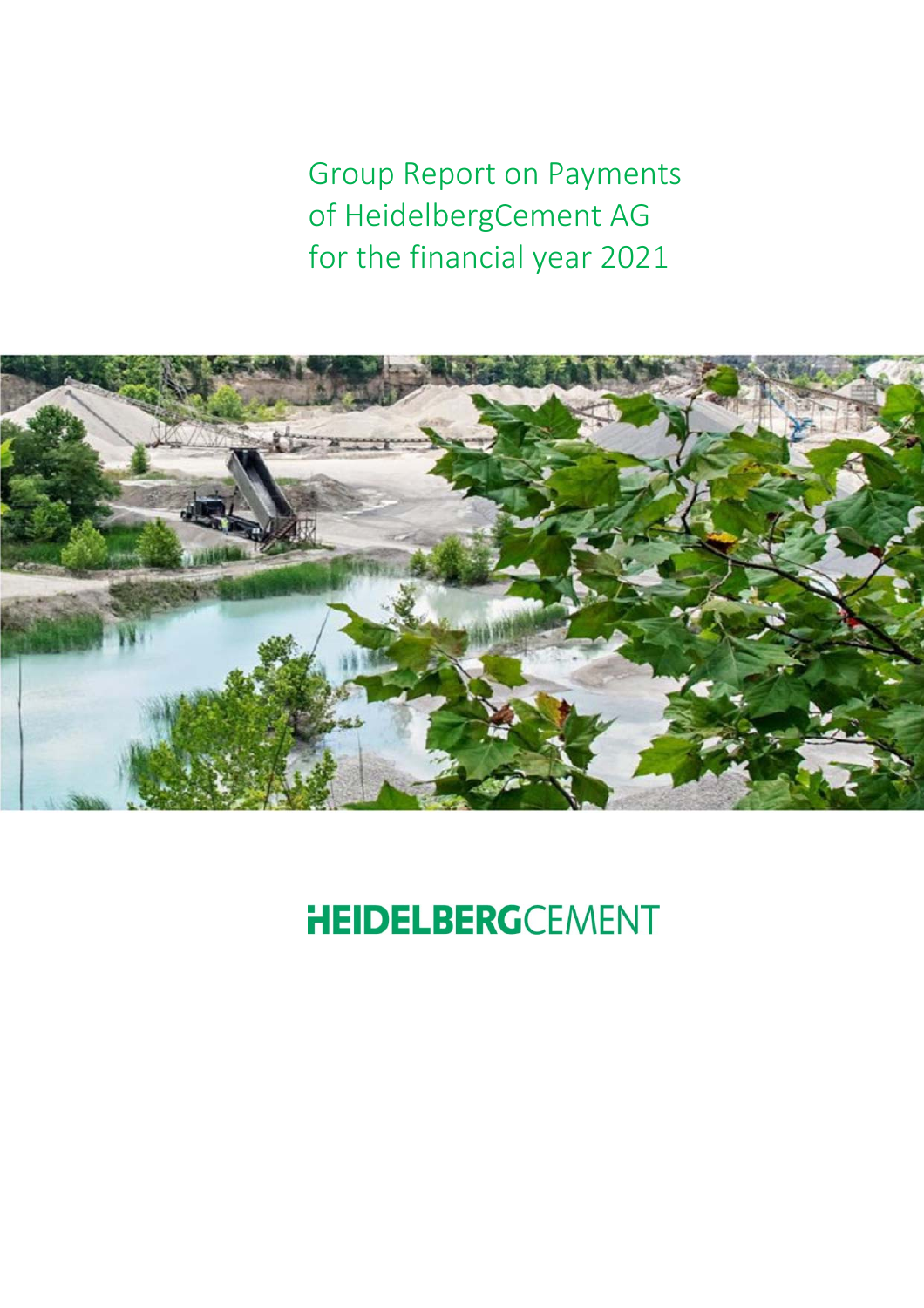# Group Report on Payments of HeidelbergCement AG for the financial year 2021

HEIDELBERGCEMENT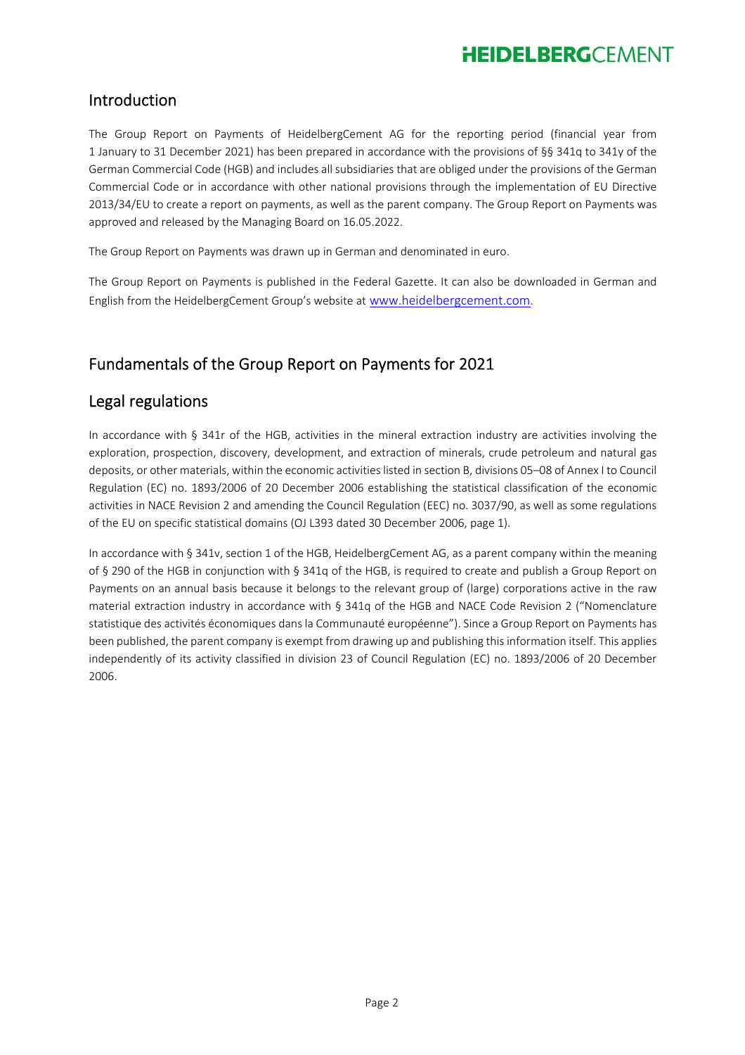## Introduction

The Group Report on Payments of HeidelbergCement AG for the reporting period (financial year from 1 January to 31 December 2021) has been prepared in accordance with the provisions of §§ 341q to 341y of the German Commercial Code (HGB) and includes all subsidiaries that are obliged under the provisions of the German Commercial Code or in accordance with other national provisions through the implementation of EU Directive 2013/34/EU to create a report on payments, as well as the parent company. The Group Report on Payments was approved and released by the Managing Board on 16.05.2022.

The Group Report on Payments was drawn up in German and denominated in euro.

The Group Report on Payments is published in the Federal Gazette. It can also be downloaded in German and English from the HeidelbergCement Group's website at www.heidelbergcement.com.

## Fundamentals of the Group Report on Payments for 2021

## Legal regulations

In accordance with § 341r of the HGB, activities in the mineral extraction industry are activities involving the exploration, prospection, discovery, development, and extraction of minerals, crude petroleum and natural gas deposits, or other materials, within the economic activities listed in section B, divisions 05–08 of Annex I to Council Regulation (EC) no. 1893/2006 of 20 December 2006 establishing the statistical classification of the economic activities in NACE Revision 2 and amending the Council Regulation (EEC) no. 3037/90, as well as some regulations of the EU on specific statistical domains (OJ L393 dated 30 December 2006, page 1).

In accordance with § 341v, section 1 of the HGB, HeidelbergCement AG, as a parent company within the meaning of § 290 of the HGB in conjunction with § 341q of the HGB, is required to create and publish a Group Report on Payments on an annual basis because it belongs to the relevant group of (large) corporations active in the raw material extraction industry in accordance with § 341q of the HGB and NACE Code Revision 2 ("Nomenclature statistique des activités économiques dans la Communauté européenne"). Since a Group Report on Payments has been published, the parent company is exempt from drawing up and publishing this information itself. This applies independently of its activity classified in division 23 of Council Regulation (EC) no. 1893/2006 of 20 December 2006.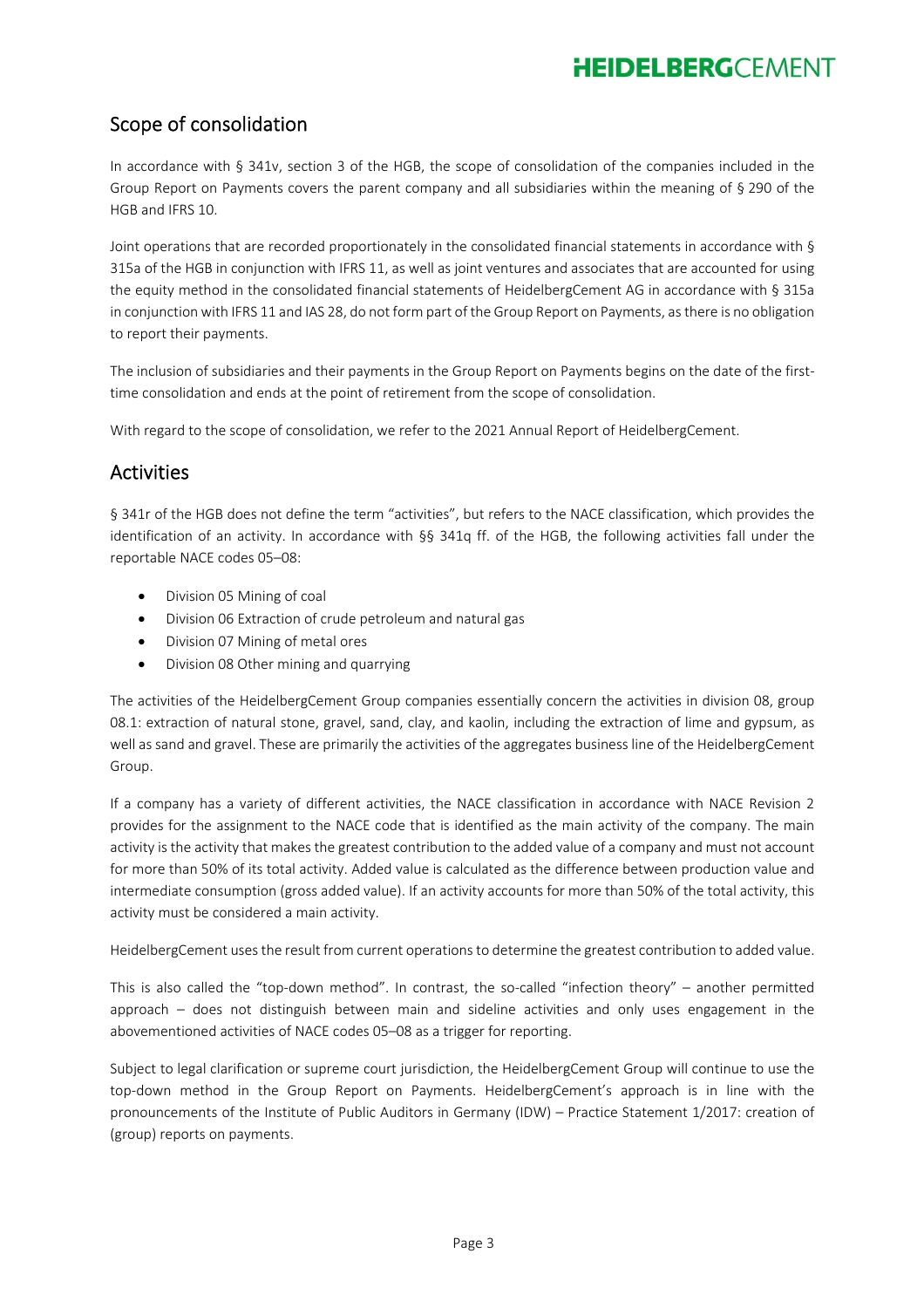## Scope of consolidation

In accordance with § 341v, section 3 of the HGB, the scope of consolidation of the companies included in the Group Report on Payments covers the parent company and all subsidiaries within the meaning of § 290 of the HGB and IFRS 10.

Joint operations that are recorded proportionately in the consolidated financial statements in accordance with § 315a of the HGB in conjunction with IFRS 11, as well as joint ventures and associates that are accounted for using the equity method in the consolidated financial statements of HeidelbergCement AG in accordance with § 315a in conjunction with IFRS 11 and IAS 28, do not form part of the Group Report on Payments, as there is no obligation to report their payments.

The inclusion of subsidiaries and their payments in the Group Report on Payments begins on the date of the first-time consolidation and ends at the point of retirement from the scope of consolidation.

With regard to the scope of consolidation, we refer to the 2021 Annual Report of HeidelbergCement.

## Activities

§ 341r of the HGB does not define the term "activities", but refers to the NACE classification, which provides the identification of an activity. In accordance with §§ 341q ff. of the HGB, the following activities fall under the reportable NACE codes 05–08:

- Division 05 Mining of coal
- Division 06 Extraction of crude petroleum and natural gas
- Division 07 Mining of metal ores
- Division 08 Other mining and quarrying

The activities of the HeidelbergCement Group companies essentially concern the activities in division 08, group 08.1: extraction of natural stone, gravel, sand, clay, and kaolin, including the extraction of lime and gypsum, as well as sand and gravel. These are primarily the activities of the aggregates business line of the HeidelbergCement Group.

If a company has a variety of different activities, the NACE classification in accordance with NACE Revision 2 provides for the assignment to the NACE code that is identified as the main activity of the company. The main activity is the activity that makes the greatest contribution to the added value of a company and must not account for more than 50% of its total activity. Added value is calculated as the difference between production value and intermediate consumption (gross added value). If an activity accounts for more than 50% of the total activity, this activity must be considered a main activity.

HeidelbergCement uses the result from current operations to determine the greatest contribution to added value.

This is also called the "top-down method". In contrast, the so-called "infection theory" – another permitted approach – does not distinguish between main and sideline activities and only uses engagement in the abovementioned activities of NACE codes 05–08 as a trigger for reporting.

Subject to legal clarification or supreme court jurisdiction, the HeidelbergCement Group will continue to use the top-down method in the Group Report on Payments. HeidelbergCement's approach is in line with the pronouncements of the Institute of Public Auditors in Germany (IDW) – Practice Statement 1/2017: creation of (group) reports on payments.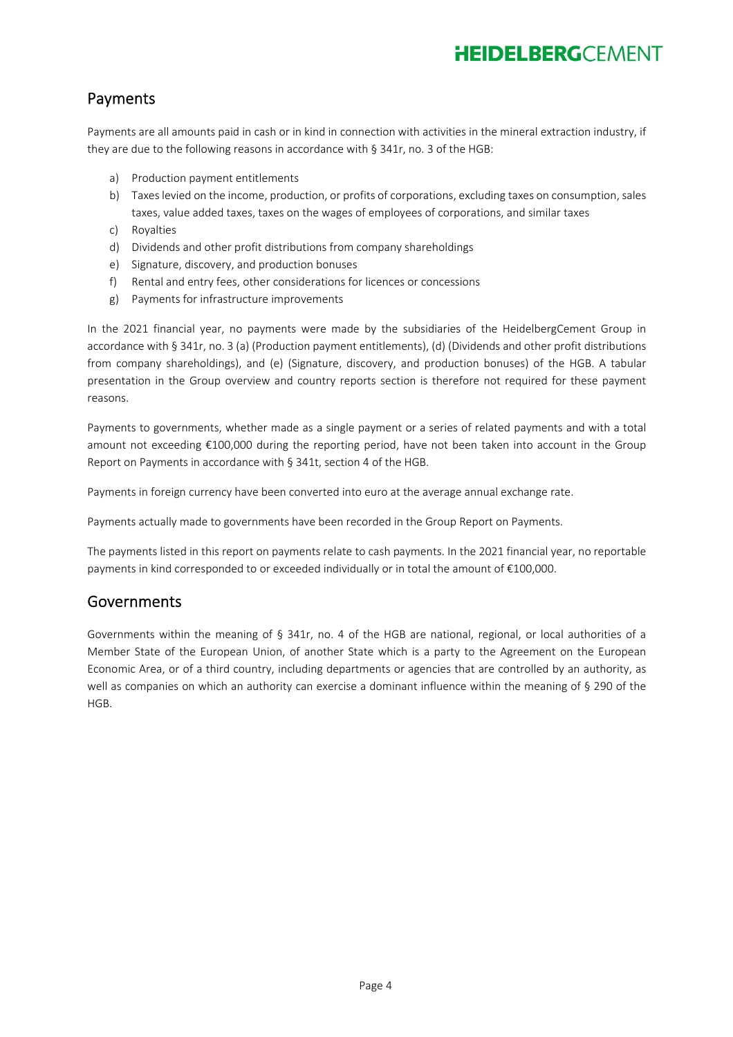## Payments

Payments are all amounts paid in cash or in kind in connection with activities in the mineral extraction industry, if they are due to the following reasons in accordance with § 341r, no. 3 of the HGB:

a) Production payment entitlements
b) Taxes levied on the income, production, or profits of corporations, excluding taxes on consumption, sales taxes, value added taxes, taxes on the wages of employees of corporations, and similar taxes
c) Royalties
d) Dividends and other profit distributions from company shareholdings
e) Signature, discovery, and production bonuses
f) Rental and entry fees, other considerations for licences or concessions
g) Payments for infrastructure improvements

In the 2021 financial year, no payments were made by the subsidiaries of the HeidelbergCement Group in accordance with § 341r, no. 3 (a) (Production payment entitlements), (d) (Dividends and other profit distributions from company shareholdings), and (e) (Signature, discovery, and production bonuses) of the HGB. A tabular presentation in the Group overview and country reports section is therefore not required for these payment reasons.

Payments to governments, whether made as a single payment or a series of related payments and with a total amount not exceeding €100,000 during the reporting period, have not been taken into account in the Group Report on Payments in accordance with § 341t, section 4 of the HGB.

Payments in foreign currency have been converted into euro at the average annual exchange rate.

Payments actually made to governments have been recorded in the Group Report on Payments.

The payments listed in this report on payments relate to cash payments. In the 2021 financial year, no reportable payments in kind corresponded to or exceeded individually or in total the amount of €100,000.

## Governments

Governments within the meaning of § 341r, no. 4 of the HGB are national, regional, or local authorities of a Member State of the European Union, of another State which is a party to the Agreement on the European Economic Area, or of a third country, including departments or agencies that are controlled by an authority, as well as companies on which an authority can exercise a dominant influence within the meaning of § 290 of the HGB.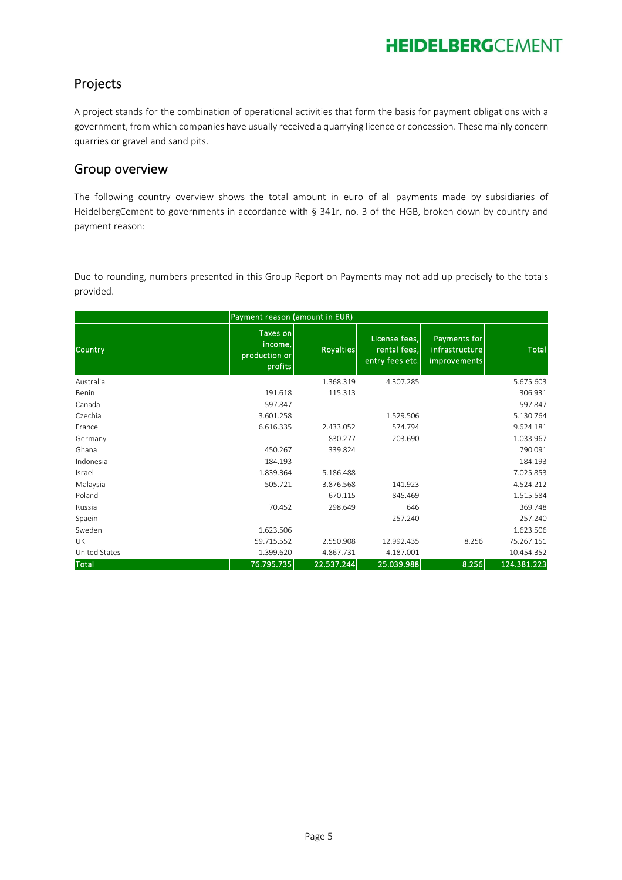## Projects

A project stands for the combination of operational activities that form the basis for payment obligations with a government, from which companies have usually received a quarrying licence or concession. These mainly concern quarries or gravel and sand pits.

## Group overview

The following country overview shows the total amount in euro of all payments made by subsidiaries of HeidelbergCement to governments in accordance with § 341r, no. 3 of the HGB, broken down by country and payment reason:

Due to rounding, numbers presented in this Group Report on Payments may not add up precisely to the totals provided.

| | Payment reason (amount in EUR) | | | | |
|---|---|---|---|---|---|
| Country | Taxes on income, production or profits | Royalties | License fees, rental fees, entry fees etc. | Payments for infrastructure improvements | Total |
| Australia | | 1.368.319 | 4.307.285 | | 5.675.603 |
| Benin | 191.618 | 115.313 | | | 306.931 |
| Canada | 597.847 | | | | 597.847 |
| Czechia | 3.601.258 | | 1.529.506 | | 5.130.764 |
| France | 6.616.335 | 2.433.052 | 574.794 | | 9.624.181 |
| Germany | | 830.277 | 203.690 | | 1.033.967 |
| Ghana | 450.267 | 339.824 | | | 790.091 |
| Indonesia | 184.193 | | | | 184.193 |
| Israel | 1.839.364 | 5.186.488 | | | 7.025.853 |
| Malaysia | 505.721 | 3.876.568 | 141.923 | | 4.524.212 |
| Poland | | 670.115 | 845.469 | | 1.515.584 |
| Russia | 70.452 | 298.649 | 646 | | 369.748 |
| Spaein | | | 257.240 | | 257.240 |
| Sweden | 1.623.506 | | | | 1.623.506 |
| UK | 59.715.552 | 2.550.908 | 12.992.435 | 8.256 | 75.267.151 |
| United States | 1.399.620 | 4.867.731 | 4.187.001 | | 10.454.352 |
| Total | 76.795.735 | 22.537.244 | 25.039.988 | 8.256 | 124.381.223 |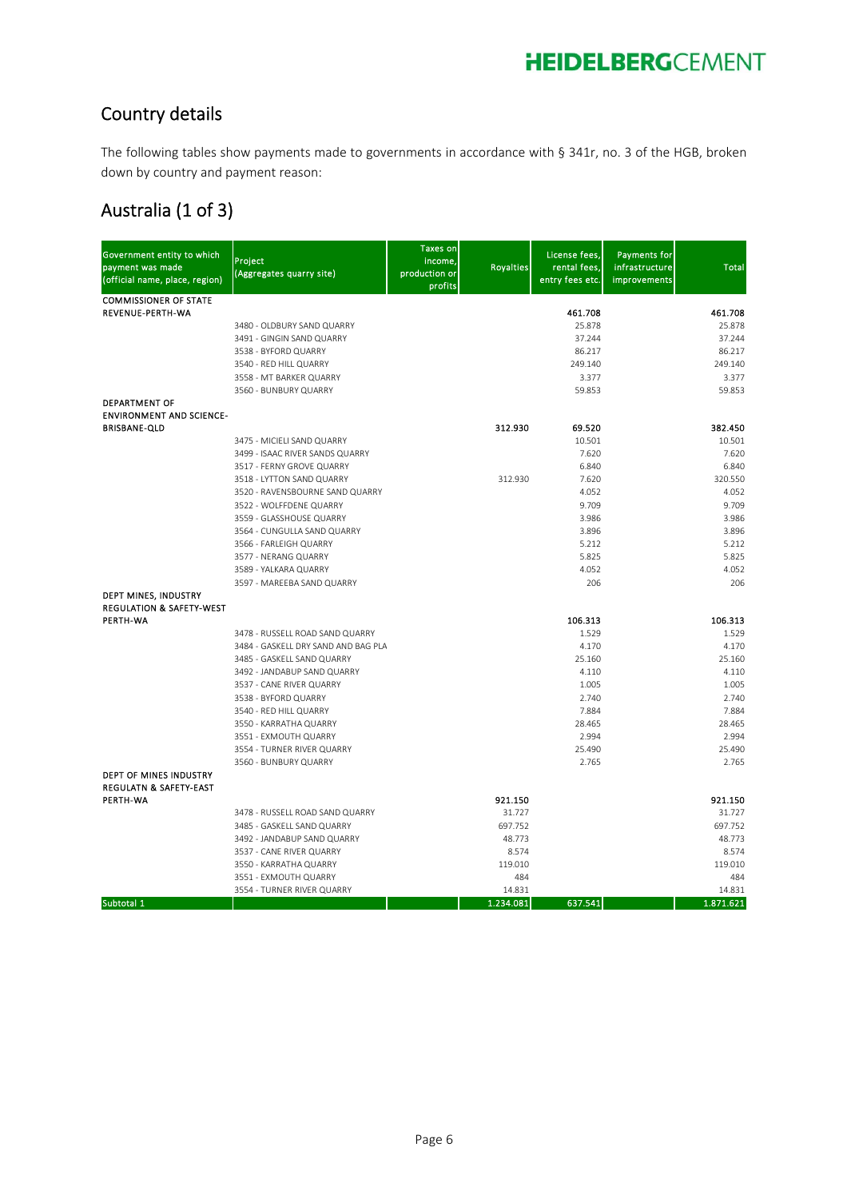## Country details

The following tables show payments made to governments in accordance with § 341r, no. 3 of the HGB, broken down by country and payment reason:

## Australia (1 of 3)

| Government entity to which payment was made (official name, place, region) | Project (Aggregates quarry site) | Taxes on income, production or profits | Royalties | License fees, rental fees, entry fees etc. | Payments for infrastructure improvements | Total |
|---|---|---|---|---|---|---|
| **COMMISSIONER OF STATE REVENUE-PERTH-WA** | | | | **461.708** | | **461.708** |
| | 3480 - OLDBURY SAND QUARRY | | | 25.878 | | 25.878 |
| | 3491 - GINGIN SAND QUARRY | | | 37.244 | | 37.244 |
| | 3538 - BYFORD QUARRY | | | 86.217 | | 86.217 |
| | 3540 - RED HILL QUARRY | | | 249.140 | | 249.140 |
| | 3558 - MT BARKER QUARRY | | | 3.377 | | 3.377 |
| | 3560 - BUNBURY QUARRY | | | 59.853 | | 59.853 |
| **DEPARTMENT OF ENVIRONMENT AND SCIENCE-BRISBANE-QLD** | | | **312.930** | **69.520** | | **382.450** |
| | 3475 - MICIELI SAND QUARRY | | | 10.501 | | 10.501 |
| | 3499 - ISAAC RIVER SANDS QUARRY | | | 7.620 | | 7.620 |
| | 3517 - FERNY GROVE QUARRY | | | 6.840 | | 6.840 |
| | 3518 - LYTTON SAND QUARRY | | 312.930 | 7.620 | | 320.550 |
| | 3520 - RAVENSBOURNE SAND QUARRY | | | 4.052 | | 4.052 |
| | 3522 - WOLFFDENE QUARRY | | | 9.709 | | 9.709 |
| | 3559 - GLASSHOUSE QUARRY | | | 3.986 | | 3.986 |
| | 3564 - CUNGULLA SAND QUARRY | | | 3.896 | | 3.896 |
| | 3566 - FARLEIGH QUARRY | | | 5.212 | | 5.212 |
| | 3577 - NERANG QUARRY | | | 5.825 | | 5.825 |
| | 3589 - YALKARA QUARRY | | | 4.052 | | 4.052 |
| | 3597 - MAREEBA SAND QUARRY | | | 206 | | 206 |
| **DEPT MINES, INDUSTRY REGULATION & SAFETY-WEST PERTH-WA** | | | | **106.313** | | **106.313** |
| | 3478 - RUSSELL ROAD SAND QUARRY | | | 1.529 | | 1.529 |
| | 3484 - GASKELL DRY SAND AND BAG PLA | | | 4.170 | | 4.170 |
| | 3485 - GASKELL SAND QUARRY | | | 25.160 | | 25.160 |
| | 3492 - JANDABUP SAND QUARRY | | | 4.110 | | 4.110 |
| | 3537 - CANE RIVER QUARRY | | | 1.005 | | 1.005 |
| | 3538 - BYFORD QUARRY | | | 2.740 | | 2.740 |
| | 3540 - RED HILL QUARRY | | | 7.884 | | 7.884 |
| | 3550 - KARRATHA QUARRY | | | 28.465 | | 28.465 |
| | 3551 - EXMOUTH QUARRY | | | 2.994 | | 2.994 |
| | 3554 - TURNER RIVER QUARRY | | | 25.490 | | 25.490 |
| | 3560 - BUNBURY QUARRY | | | 2.765 | | 2.765 |
| **DEPT OF MINES INDUSTRY REGULATN & SAFETY-EAST PERTH-WA** | | | **921.150** | | | **921.150** |
| | 3478 - RUSSELL ROAD SAND QUARRY | | 31.727 | | | 31.727 |
| | 3485 - GASKELL SAND QUARRY | | 697.752 | | | 697.752 |
| | 3492 - JANDABUP SAND QUARRY | | 48.773 | | | 48.773 |
| | 3537 - CANE RIVER QUARRY | | 8.574 | | | 8.574 |
| | 3550 - KARRATHA QUARRY | | 119.010 | | | 119.010 |
| | 3551 - EXMOUTH QUARRY | | 484 | | | 484 |
| | 3554 - TURNER RIVER QUARRY | | 14.831 | | | 14.831 |
| **Subtotal 1** | | | **1.234.081** | **637.541** | | **1.871.621** |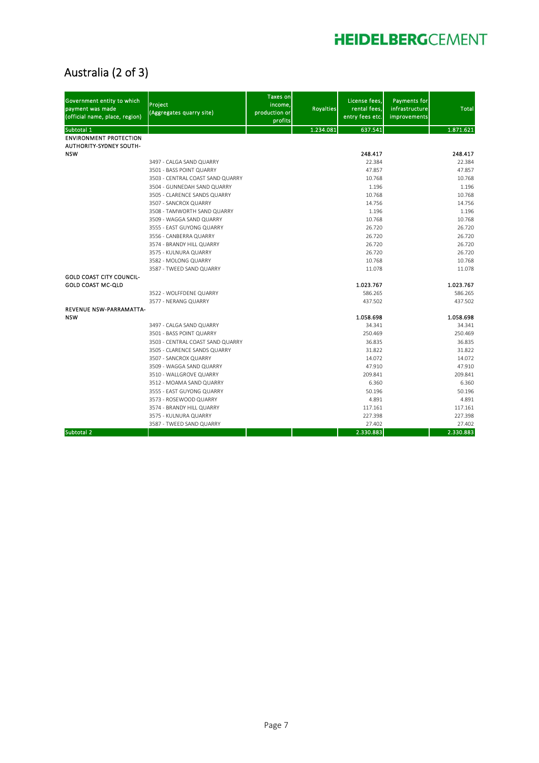# Australia (2 of 3)

| Government entity to which payment was made (official name, place, region) | Project (Aggregates quarry site) | Taxes on income, production or profits | Royalties | License fees, rental fees, entry fees etc. | Payments for infrastructure improvements | Total |
|---|---|---|---|---|---|---|
| Subtotal 1 | | | 1.234.081 | 637.541 | | 1.871.621 |
| **ENVIRONMENT PROTECTION AUTHORITY-SYDNEY SOUTH-NSW** | | | | **248.417** | | **248.417** |
| | 3497 - CALGA SAND QUARRY | | | 22.384 | | 22.384 |
| | 3501 - BASS POINT QUARRY | | | 47.857 | | 47.857 |
| | 3503 - CENTRAL COAST SAND QUARRY | | | 10.768 | | 10.768 |
| | 3504 - GUNNEDAH SAND QUARRY | | | 1.196 | | 1.196 |
| | 3505 - CLARENCE SANDS QUARRY | | | 10.768 | | 10.768 |
| | 3507 - SANCROX QUARRY | | | 14.756 | | 14.756 |
| | 3508 - TAMWORTH SAND QUARRY | | | 1.196 | | 1.196 |
| | 3509 - WAGGA SAND QUARRY | | | 10.768 | | 10.768 |
| | 3555 - EAST GUYONG QUARRY | | | 26.720 | | 26.720 |
| | 3556 - CANBERRA QUARRY | | | 26.720 | | 26.720 |
| | 3574 - BRANDY HILL QUARRY | | | 26.720 | | 26.720 |
| | 3575 - KULNURA QUARRY | | | 26.720 | | 26.720 |
| | 3582 - MOLONG QUARRY | | | 10.768 | | 10.768 |
| | 3587 - TWEED SAND QUARRY | | | 11.078 | | 11.078 |
| **GOLD COAST CITY COUNCIL-GOLD COAST MC-QLD** | | | | **1.023.767** | | **1.023.767** |
| | 3522 - WOLFFDENE QUARRY | | | 586.265 | | 586.265 |
| | 3577 - NERANG QUARRY | | | 437.502 | | 437.502 |
| **REVENUE NSW-PARRAMATTA-NSW** | | | | **1.058.698** | | **1.058.698** |
| | 3497 - CALGA SAND QUARRY | | | 34.341 | | 34.341 |
| | 3501 - BASS POINT QUARRY | | | 250.469 | | 250.469 |
| | 3503 - CENTRAL COAST SAND QUARRY | | | 36.835 | | 36.835 |
| | 3505 - CLARENCE SANDS QUARRY | | | 31.822 | | 31.822 |
| | 3507 - SANCROX QUARRY | | | 14.072 | | 14.072 |
| | 3509 - WAGGA SAND QUARRY | | | 47.910 | | 47.910 |
| | 3510 - WALLGROVE QUARRY | | | 209.841 | | 209.841 |
| | 3512 - MOAMA SAND QUARRY | | | 6.360 | | 6.360 |
| | 3555 - EAST GUYONG QUARRY | | | 50.196 | | 50.196 |
| | 3573 - ROSEWOOD QUARRY | | | 4.891 | | 4.891 |
| | 3574 - BRANDY HILL QUARRY | | | 117.161 | | 117.161 |
| | 3575 - KULNURA QUARRY | | | 227.398 | | 227.398 |
| | 3587 - TWEED SAND QUARRY | | | 27.402 | | 27.402 |
| Subtotal 2 | | | | 2.330.883 | | 2.330.883 |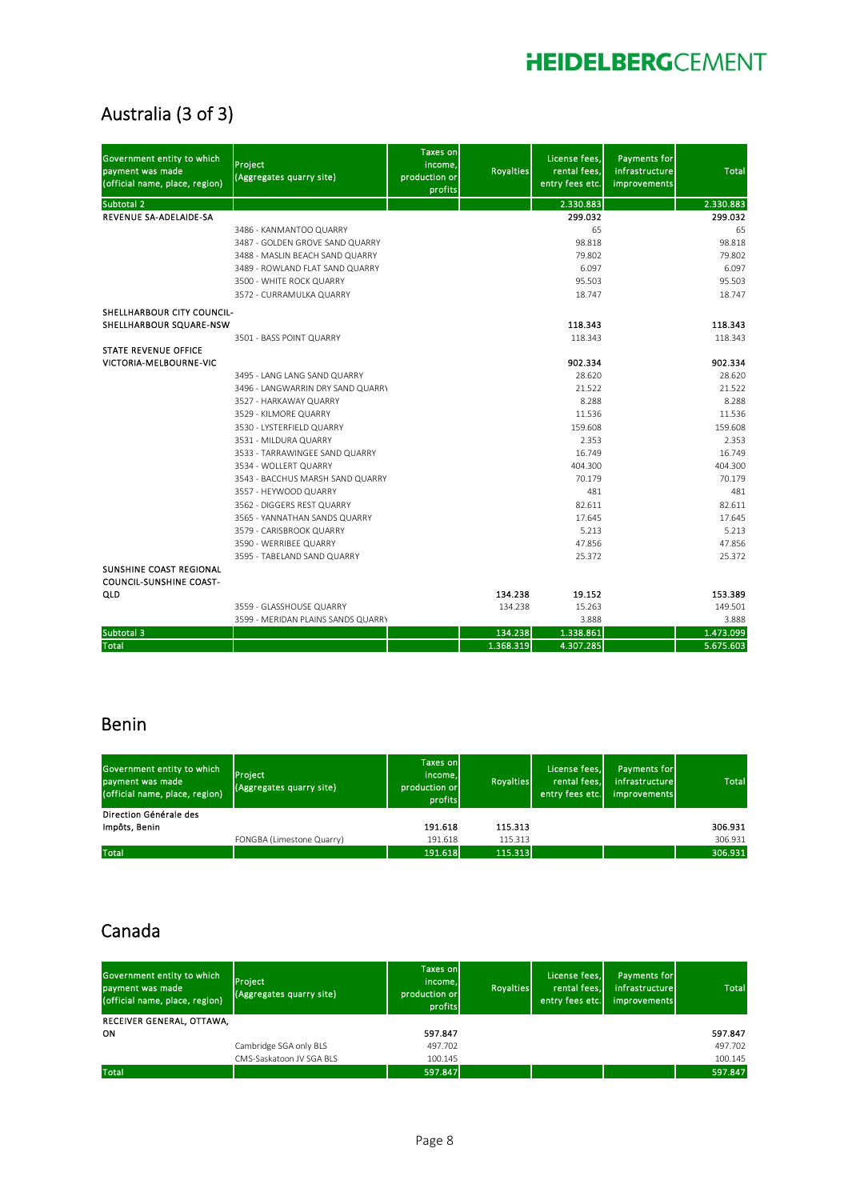## Australia (3 of 3)

| Government entity to which payment was made (official name, place, region) | Project (Aggregates quarry site) | Taxes on income, production or profits | Royalties | License fees, rental fees, entry fees etc. | Payments for infrastructure improvements | Total |
|---|---|---|---|---|---|---|
| Subtotal 2 | | | | 2.330.883 | | 2.330.883 |
| REVENUE SA-ADELAIDE-SA | | | | 299.032 | | 299.032 |
| | 3486 - KANMANTOO QUARRY | | | 65 | | 65 |
| | 3487 - GOLDEN GROVE SAND QUARRY | | | 98.818 | | 98.818 |
| | 3488 - MASLIN BEACH SAND QUARRY | | | 79.802 | | 79.802 |
| | 3489 - ROWLAND FLAT SAND QUARRY | | | 6.097 | | 6.097 |
| | 3500 - WHITE ROCK QUARRY | | | 95.503 | | 95.503 |
| | 3572 - CURRAMULKA QUARRY | | | 18.747 | | 18.747 |
| SHELLHARBOUR CITY COUNCIL-SHELLHARBOUR SQUARE-NSW | | | | 118.343 | | 118.343 |
| | 3501 - BASS POINT QUARRY | | | 118.343 | | 118.343 |
| STATE REVENUE OFFICE VICTORIA-MELBOURNE-VIC | | | | 902.334 | | 902.334 |
| | 3495 - LANG LANG SAND QUARRY | | | 28.620 | | 28.620 |
| | 3496 - LANGWARRIN DRY SAND QUARRY | | | 21.522 | | 21.522 |
| | 3527 - HARKAWAY QUARRY | | | 8.288 | | 8.288 |
| | 3529 - KILMORE QUARRY | | | 11.536 | | 11.536 |
| | 3530 - LYSTERFIELD QUARRY | | | 159.608 | | 159.608 |
| | 3531 - MILDURA QUARRY | | | 2.353 | | 2.353 |
| | 3533 - TARRAWINGEE SAND QUARRY | | | 16.749 | | 16.749 |
| | 3534 - WOLLERT QUARRY | | | 404.300 | | 404.300 |
| | 3543 - BACCHUS MARSH SAND QUARRY | | | 70.179 | | 70.179 |
| | 3557 - HEYWOOD QUARRY | | | 481 | | 481 |
| | 3562 - DIGGERS REST QUARRY | | | 82.611 | | 82.611 |
| | 3565 - YANNATHAN SANDS QUARRY | | | 17.645 | | 17.645 |
| | 3579 - CARISBROOK QUARRY | | | 5.213 | | 5.213 |
| | 3590 - WERRIBEE QUARRY | | | 47.856 | | 47.856 |
| | 3595 - TABELAND SAND QUARRY | | | 25.372 | | 25.372 |
| SUNSHINE COAST REGIONAL COUNCIL-SUNSHINE COAST-QLD | | | 134.238 | 19.152 | | 153.389 |
| | 3559 - GLASSHOUSE QUARRY | | 134.238 | 15.263 | | 149.501 |
| | 3599 - MERIDAN PLAINS SANDS QUARRY | | | 3.888 | | 3.888 |
| Subtotal 3 | | | 134.238 | 1.338.861 | | 1.473.099 |
| Total | | | 1.368.319 | 4.307.285 | | 5.675.603 |

## Benin

| Government entity to which payment was made (official name, place, region) | Project (Aggregates quarry site) | Taxes on income, production or profits | Royalties | License fees, rental fees, entry fees etc. | Payments for infrastructure improvements | Total |
|---|---|---|---|---|---|---|
| Direction Générale des Impôts, Benin | | 191.618 | 115.313 | | | 306.931 |
| | FONGBA (Limestone Quarry) | 191.618 | 115.313 | | | 306.931 |
| Total | | 191.618 | 115.313 | | | 306.931 |

## Canada

| Government entity to which payment was made (official name, place, region) | Project (Aggregates quarry site) | Taxes on income, production or profits | Royalties | License fees, rental fees, entry fees etc. | Payments for infrastructure improvements | Total |
|---|---|---|---|---|---|---|
| RECEIVER GENERAL, OTTAWA, ON | | 597.847 | | | | 597.847 |
| | Cambridge SGA only BLS | 497.702 | | | | 497.702 |
| | CMS-Saskatoon JV SGA BLS | 100.145 | | | | 100.145 |
| Total | | 597.847 | | | | 597.847 |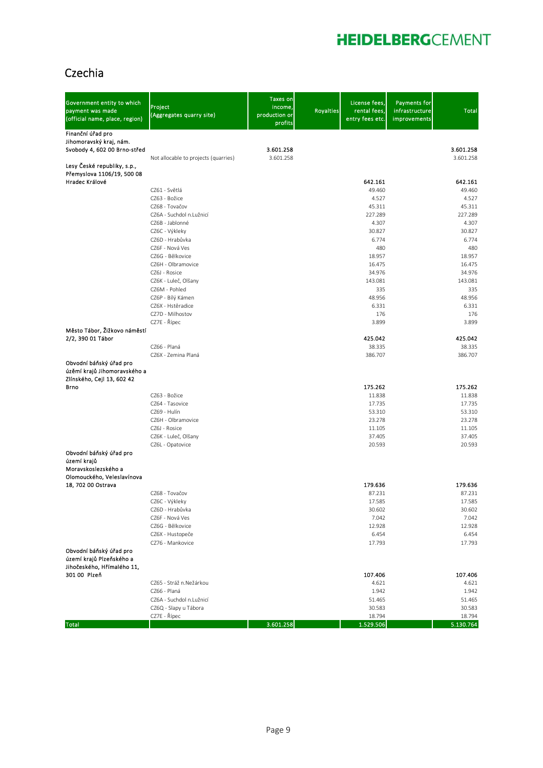## Czechia

| Government entity to which payment was made (official name, place, region) | Project (Aggregates quarry site) | Taxes on income, production or profits | Royalties | License fees, rental fees, entry fees etc. | Payments for infrastructure improvements | Total |
|---|---|---|---|---|---|---|
| **Finanční úřad pro Jihomoravský kraj, nám. Svobody 4, 602 00 Brno-střed** | | **3.601.258** | | | | **3.601.258** |
| | Not allocable to projects (quarries) | 3.601.258 | | | | 3.601.258 |
| **Lesy České republiky, s.p., Přemyslova 1106/19, 500 08 Hradec Králové** | | | | **642.161** | | **642.161** |
| | CZ61 - Světlá | | | 49.460 | | 49.460 |
| | CZ63 - Božice | | | 4.527 | | 4.527 |
| | CZ68 - Tovačov | | | 45.311 | | 45.311 |
| | CZ6A - Suchdol n.Lužnicí | | | 227.289 | | 227.289 |
| | CZ6B - Jablonné | | | 4.307 | | 4.307 |
| | CZ6C - Výkleky | | | 30.827 | | 30.827 |
| | CZ6D - Hrabůvka | | | 6.774 | | 6.774 |
| | CZ6F - Nová Ves | | | 480 | | 480 |
| | CZ6G - Bělkovice | | | 18.957 | | 18.957 |
| | CZ6H - Olbramovice | | | 16.475 | | 16.475 |
| | CZ6J - Rosice | | | 34.976 | | 34.976 |
| | CZ6K - Luleč, Olšany | | | 143.081 | | 143.081 |
| | CZ6M - Pohled | | | 335 | | 335 |
| | CZ6P - Bílý Kámen | | | 48.956 | | 48.956 |
| | CZ6X - Hstěradice | | | 6.331 | | 6.331 |
| | CZ7D - Milhostov | | | 176 | | 176 |
| | CZ7E - Řípec | | | 3.899 | | 3.899 |
| **Město Tábor, Žižkovo náměstí 2/2, 390 01 Tábor** | | | | **425.042** | | **425.042** |
| | CZ66 - Planá | | | 38.335 | | 38.335 |
| | CZ6X - Zemina Planá | | | 386.707 | | 386.707 |
| **Obvodní báňský úřad pro území krajů Jihomoravského a Zlínského, Cejl 13, 602 42 Brno** | | | | **175.262** | | **175.262** |
| | CZ63 - Božice | | | 11.838 | | 11.838 |
| | CZ64 - Tasovice | | | 17.735 | | 17.735 |
| | CZ69 - Hulín | | | 53.310 | | 53.310 |
| | CZ6H - Olbramovice | | | 23.278 | | 23.278 |
| | CZ6J - Rosice | | | 11.105 | | 11.105 |
| | CZ6K - Luleč, Olšany | | | 37.405 | | 37.405 |
| | CZ6L - Opatovice | | | 20.593 | | 20.593 |
| **Obvodní báňský úřad pro území krajů Moravskoslezského a Olomouckého, Veleslavínova 18, 702 00 Ostrava** | | | | **179.636** | | **179.636** |
| | CZ68 - Tovačov | | | 87.231 | | 87.231 |
| | CZ6C - Výkleky | | | 17.585 | | 17.585 |
| | CZ6D - Hrabůvka | | | 30.602 | | 30.602 |
| | CZ6F - Nová Ves | | | 7.042 | | 7.042 |
| | CZ6G - Bělkovice | | | 12.928 | | 12.928 |
| | CZ6X - Hustopeče | | | 6.454 | | 6.454 |
| | CZ76 - Mankovice | | | 17.793 | | 17.793 |
| **Obvodní báňský úřad pro území krajů Plzeňského a Jihočeského, Hřímalého 11, 301 00 Plzeň** | | | | **107.406** | | **107.406** |
| | CZ65 - Stráž n.Nežárkou | | | 4.621 | | 4.621 |
| | CZ66 - Planá | | | 1.942 | | 1.942 |
| | CZ6A - Suchdol n.Lužnicí | | | 51.465 | | 51.465 |
| | CZ6Q - Slapy u Tábora | | | 30.583 | | 30.583 |
| | CZ7E - Řípec | | | 18.794 | | 18.794 |
| **Total** | | **3.601.258** | | **1.529.506** | | **5.130.764** |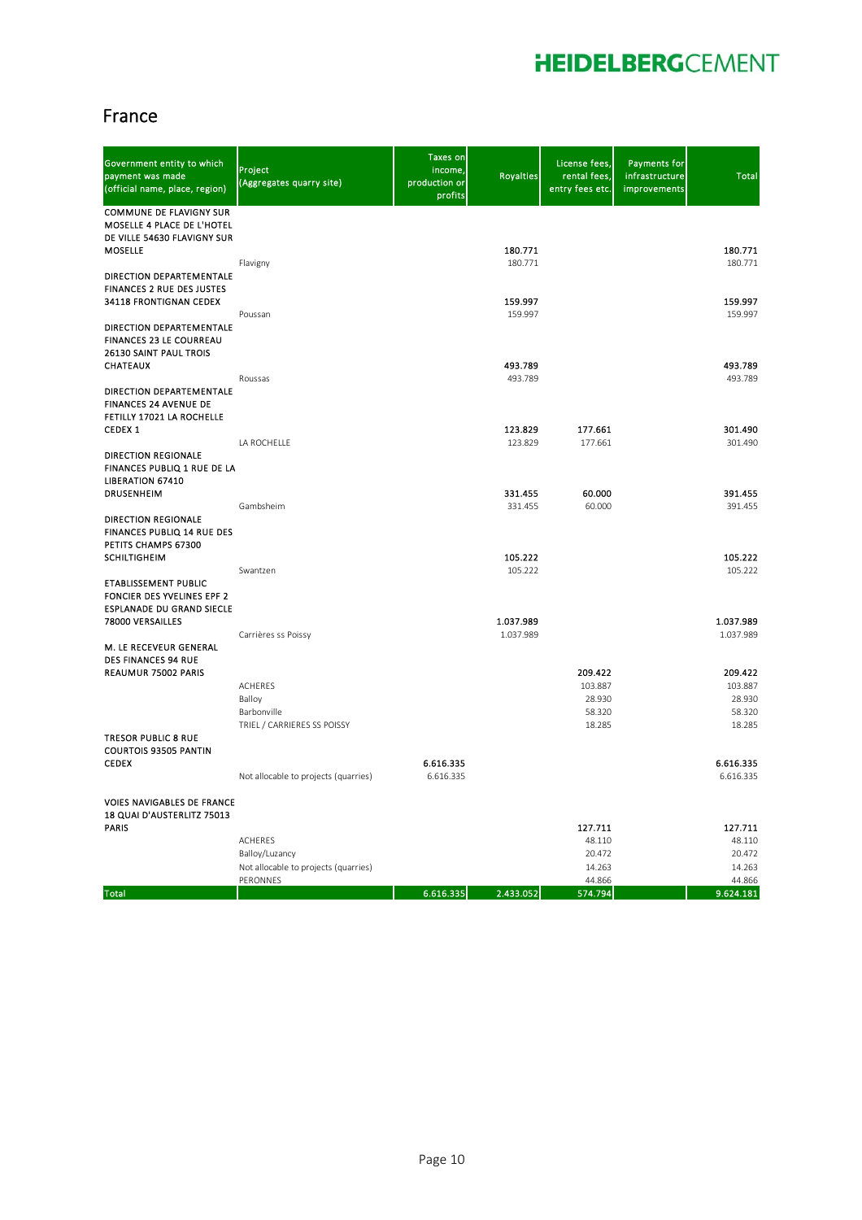## France

| Government entity to which payment was made (official name, place, region) | Project (Aggregates quarry site) | Taxes on income, production or profits | Royalties | License fees, rental fees, entry fees etc. | Payments for infrastructure improvements | Total |
|---|---|---|---|---|---|---|
| **COMMUNE DE FLAVIGNY SUR MOSELLE 4 PLACE DE L'HOTEL DE VILLE 54630 FLAVIGNY SUR MOSELLE** | | | **180.771** | | | **180.771** |
| | Flavigny | | 180.771 | | | 180.771 |
| **DIRECTION DEPARTEMENTALE FINANCES 2 RUE DES JUSTES 34118 FRONTIGNAN CEDEX** | | | **159.997** | | | **159.997** |
| | Poussan | | 159.997 | | | 159.997 |
| **DIRECTION DEPARTEMENTALE FINANCES 23 LE COURREAU 26130 SAINT PAUL TROIS CHATEAUX** | | | **493.789** | | | **493.789** |
| | Roussas | | 493.789 | | | 493.789 |
| **DIRECTION DEPARTEMENTALE FINANCES 24 AVENUE DE FETILLY 17021 LA ROCHELLE CEDEX 1** | | | **123.829** | **177.661** | | **301.490** |
| | LA ROCHELLE | | 123.829 | 177.661 | | 301.490 |
| **DIRECTION REGIONALE FINANCES PUBLIQ 1 RUE DE LA LIBERATION 67410 DRUSENHEIM** | | | **331.455** | **60.000** | | **391.455** |
| | Gambsheim | | 331.455 | 60.000 | | 391.455 |
| **DIRECTION REGIONALE FINANCES PUBLIQ 14 RUE DES PETITS CHAMPS 67300 SCHILTIGHEIM** | | | **105.222** | | | **105.222** |
| | Swantzen | | 105.222 | | | 105.222 |
| **ETABLISSEMENT PUBLIC FONCIER DES YVELINES EPF 2 ESPLANADE DU GRAND SIECLE 78000 VERSAILLES** | | | **1.037.989** | | | **1.037.989** |
| | Carrières ss Poissy | | 1.037.989 | | | 1.037.989 |
| **M. LE RECEVEUR GENERAL DES FINANCES 94 RUE REAUMUR 75002 PARIS** | | | | **209.422** | | **209.422** |
| | ACHERES | | | 103.887 | | 103.887 |
| | Balloy | | | 28.930 | | 28.930 |
| | Barbonville | | | 58.320 | | 58.320 |
| | TRIEL / CARRIERES SS POISSY | | | 18.285 | | 18.285 |
| **TRESOR PUBLIC 8 RUE COURTOIS 93505 PANTIN CEDEX** | | **6.616.335** | | | | **6.616.335** |
| | Not allocable to projects (quarries) | 6.616.335 | | | | 6.616.335 |
| **VOIES NAVIGABLES DE FRANCE 18 QUAI D'AUSTERLITZ 75013 PARIS** | | | | **127.711** | | **127.711** |
| | ACHERES | | | 48.110 | | 48.110 |
| | Balloy/Luzancy | | | 20.472 | | 20.472 |
| | Not allocable to projects (quarries) | | | 14.263 | | 14.263 |
| | PERONNES | | | 44.866 | | 44.866 |
| **Total** | | **6.616.335** | **2.433.052** | **574.794** | | **9.624.181** |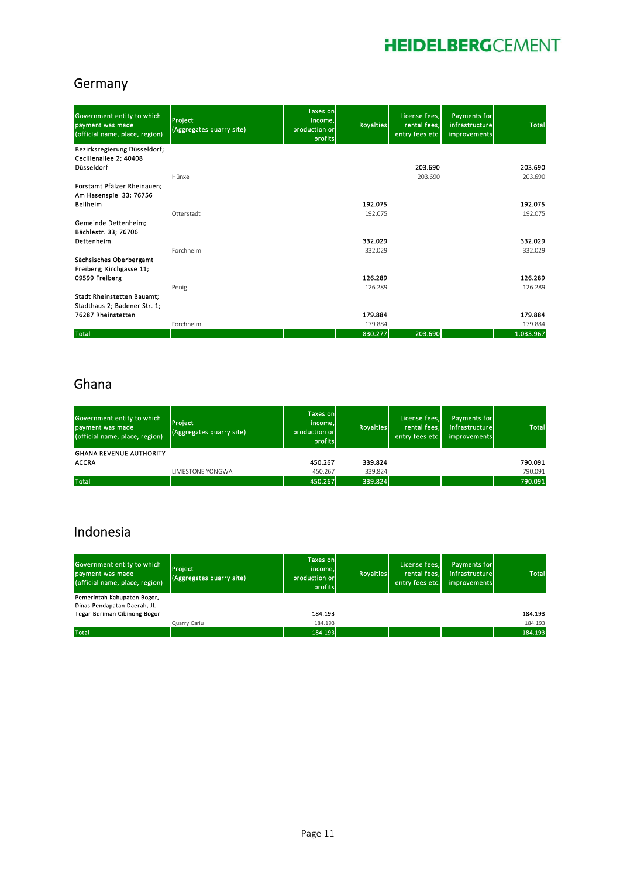## Germany

| Government entity to which payment was made (official name, place, region) | Project (Aggregates quarry site) | Taxes on income, production or profits | Royalties | License fees, rental fees, entry fees etc. | Payments for infrastructure improvements | Total |
|---|---|---|---|---|---|---|
| Bezirksregierung Düsseldorf; Cecilienallee 2; 40408 Düsseldorf | | | | 203.690 | | 203.690 |
| | Hünxe | | | 203.690 | | 203.690 |
| Forstamt Pfälzer Rheinauen; Am Hasenspiel 33; 76756 Bellheim | | | 192.075 | | | 192.075 |
| | Otterstadt | | 192.075 | | | 192.075 |
| Gemeinde Dettenheim; Bächlestr. 33; 76706 Dettenheim | | | 332.029 | | | 332.029 |
| | Forchheim | | 332.029 | | | 332.029 |
| Sächsisches Oberbergamt Freiberg; Kirchgasse 11; 09599 Freiberg | | | 126.289 | | | 126.289 |
| | Penig | | 126.289 | | | 126.289 |
| Stadt Rheinstetten Bauamt; Stadthaus 2; Badener Str. 1; 76287 Rheinstetten | | | 179.884 | | | 179.884 |
| | Forchheim | | 179.884 | | | 179.884 |
| Total | | | 830.277 | 203.690 | | 1.033.967 |

## Ghana

| Government entity to which payment was made (official name, place, region) | Project (Aggregates quarry site) | Taxes on income, production or profits | Royalties | License fees, rental fees, entry fees etc. | Payments for infrastructure improvements | Total |
|---|---|---|---|---|---|---|
| GHANA REVENUE AUTHORITY ACCRA | | 450.267 | 339.824 | | | 790.091 |
| | LIMESTONE YONGWA | 450.267 | 339.824 | | | 790.091 |
| Total | | 450.267 | 339.824 | | | 790.091 |

## Indonesia

| Government entity to which payment was made (official name, place, region) | Project (Aggregates quarry site) | Taxes on income, production or profits | Royalties | License fees, rental fees, entry fees etc. | Payments for infrastructure improvements | Total |
|---|---|---|---|---|---|---|
| Pemerintah Kabupaten Bogor, Dinas Pendapatan Daerah, Jl. Tegar Beriman Cibinong Bogor | | 184.193 | | | | 184.193 |
| | Quarry Cariu | 184.193 | | | | 184.193 |
| Total | | 184.193 | | | | 184.193 |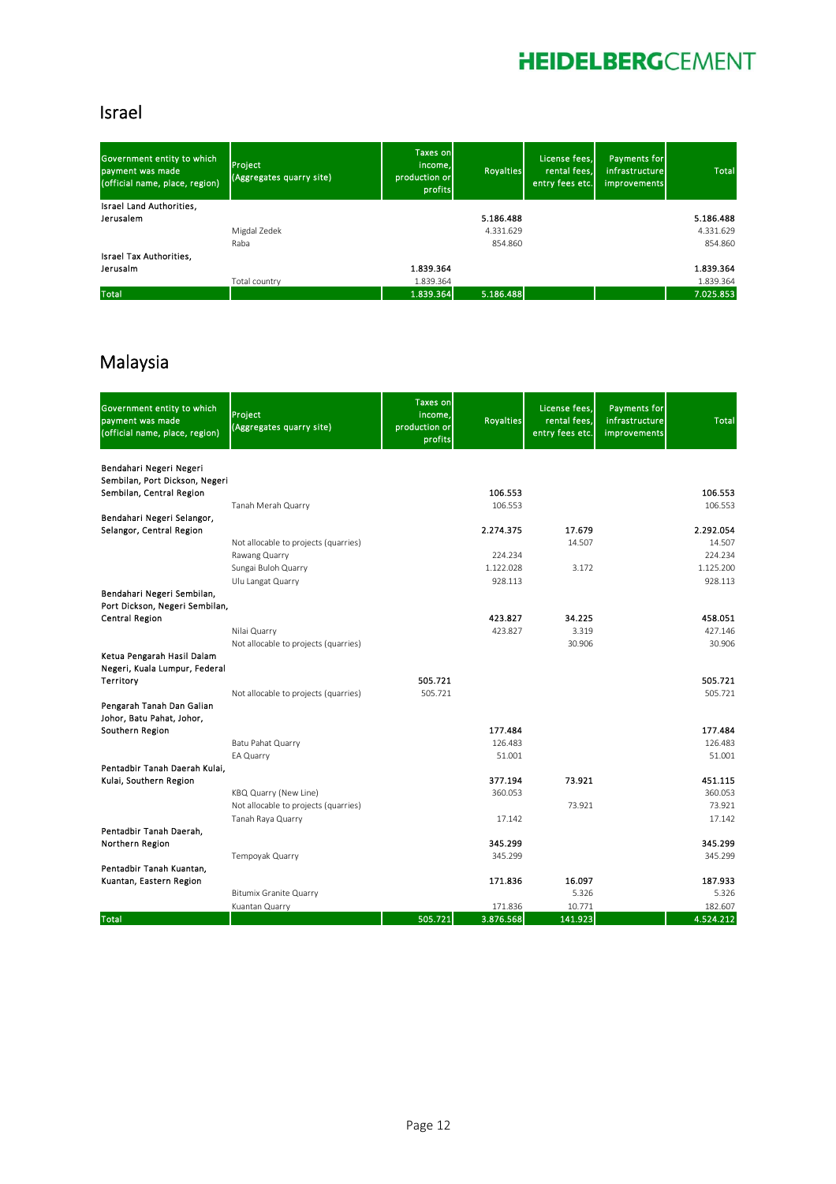## Israel

| Government entity to which payment was made (official name, place, region) | Project (Aggregates quarry site) | Taxes on income, production or profits | Royalties | License fees, rental fees, entry fees etc. | Payments for infrastructure improvements | Total |
|---|---|---|---|---|---|---|
| **Israel Land Authorities, Jerusalem** | | | **5.186.488** | | | **5.186.488** |
| | Migdal Zedek | | 4.331.629 | | | 4.331.629 |
| | Raba | | 854.860 | | | 854.860 |
| **Israel Tax Authorities, Jerusalm** | | **1.839.364** | | | | **1.839.364** |
| | Total country | 1.839.364 | | | | 1.839.364 |
| **Total** | | **1.839.364** | **5.186.488** | | | **7.025.853** |

## Malaysia

| Government entity to which payment was made (official name, place, region) | Project (Aggregates quarry site) | Taxes on income, production or profits | Royalties | License fees, rental fees, entry fees etc. | Payments for infrastructure improvements | Total |
|---|---|---|---|---|---|---|
| **Bendahari Negeri Negeri Sembilan, Port Dickson, Negeri Sembilan, Central Region** | | | **106.553** | | | **106.553** |
| | Tanah Merah Quarry | | 106.553 | | | 106.553 |
| **Bendahari Negeri Selangor, Selangor, Central Region** | | | **2.274.375** | **17.679** | | **2.292.054** |
| | Not allocable to projects (quarries) | | | 14.507 | | 14.507 |
| | Rawang Quarry | | 224.234 | | | 224.234 |
| | Sungai Buloh Quarry | | 1.122.028 | 3.172 | | 1.125.200 |
| | Ulu Langat Quarry | | 928.113 | | | 928.113 |
| **Bendahari Negeri Sembilan, Port Dickson, Negeri Sembilan, Central Region** | | | **423.827** | **34.225** | | **458.051** |
| | Nilai Quarry | | 423.827 | 3.319 | | 427.146 |
| | Not allocable to projects (quarries) | | | 30.906 | | 30.906 |
| **Ketua Pengarah Hasil Dalam Negeri, Kuala Lumpur, Federal Territory** | | **505.721** | | | | **505.721** |
| | Not allocable to projects (quarries) | 505.721 | | | | 505.721 |
| **Pengarah Tanah Dan Galian Johor, Batu Pahat, Johor, Southern Region** | | | **177.484** | | | **177.484** |
| | Batu Pahat Quarry | | 126.483 | | | 126.483 |
| | EA Quarry | | 51.001 | | | 51.001 |
| **Pentadbir Tanah Daerah Kulai, Kulai, Southern Region** | | | **377.194** | **73.921** | | **451.115** |
| | KBQ Quarry (New Line) | | 360.053 | | | 360.053 |
| | Not allocable to projects (quarries) | | | 73.921 | | 73.921 |
| | Tanah Raya Quarry | | 17.142 | | | 17.142 |
| **Pentadbir Tanah Daerah, Northern Region** | | | **345.299** | | | **345.299** |
| | Tempoyak Quarry | | 345.299 | | | 345.299 |
| **Pentadbir Tanah Kuantan, Kuantan, Eastern Region** | | | **171.836** | **16.097** | | **187.933** |
| | Bitumix Granite Quarry | | | 5.326 | | 5.326 |
| | Kuantan Quarry | | 171.836 | 10.771 | | 182.607 |
| **Total** | | **505.721** | **3.876.568** | **141.923** | | **4.524.212** |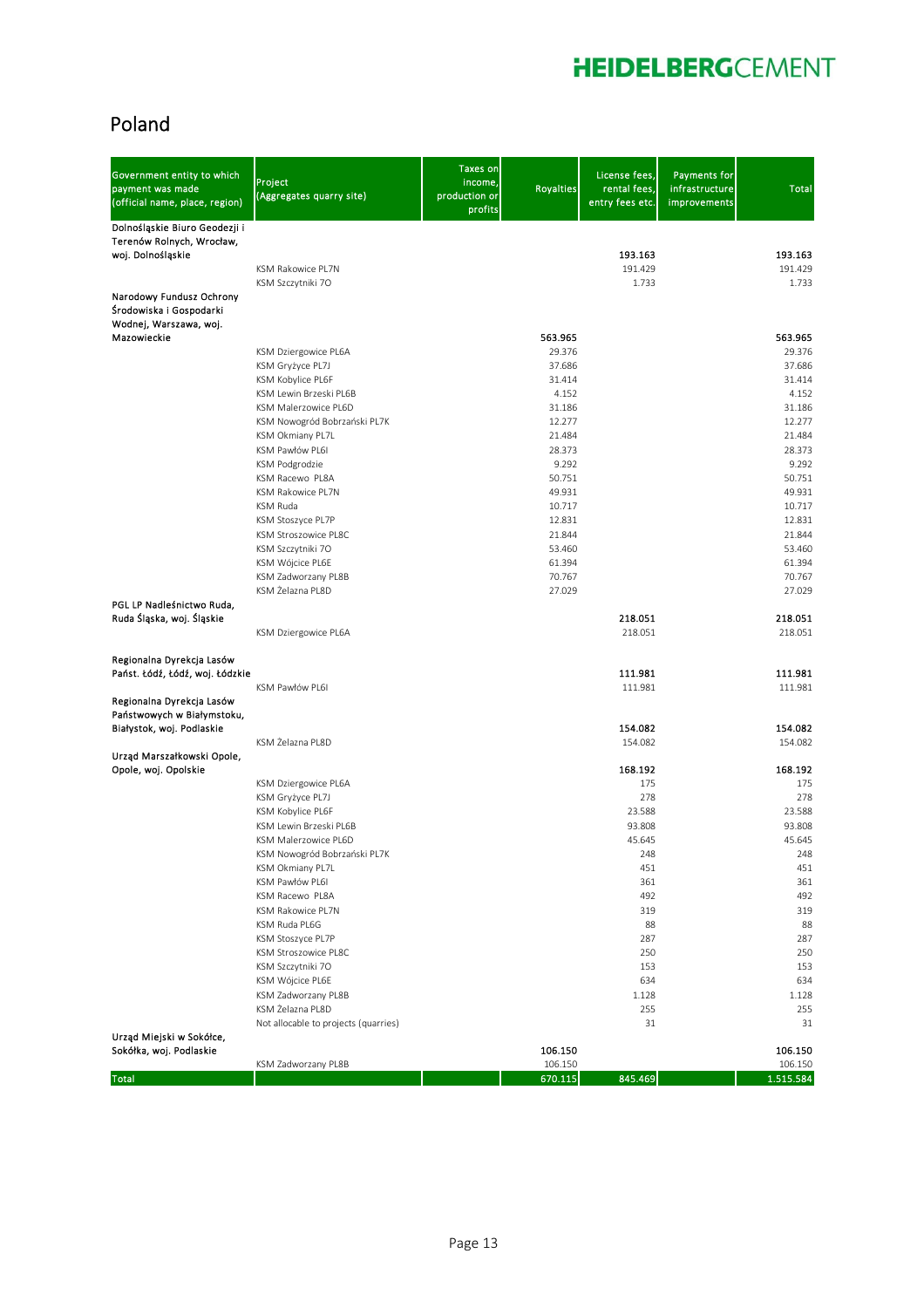# Poland

| Government entity to which payment was made (official name, place, region) | Project (Aggregates quarry site) | Taxes on income, production or profits | Royalties | License fees, rental fees, entry fees etc. | Payments for infrastructure improvements | Total |
|---|---|---|---|---|---|---|
| **Dolnośląskie Biuro Geodezji i Terenów Rolnych, Wrocław, woj. Dolnośląskie** | | | | **193.163** | | **193.163** |
| | KSM Rakowice PL7N | | | 191.429 | | 191.429 |
| | KSM Szczytniki 7O | | | 1.733 | | 1.733 |
| **Narodowy Fundusz Ochrony Środowiska i Gospodarki Wodnej, Warszawa, woj. Mazowieckie** | | | **563.965** | | | **563.965** |
| | KSM Dziergowice PL6A | | 29.376 | | | 29.376 |
| | KSM Gryżyce PL7J | | 37.686 | | | 37.686 |
| | KSM Kobylice PL6F | | 31.414 | | | 31.414 |
| | KSM Lewin Brzeski PL6B | | 4.152 | | | 4.152 |
| | KSM Malerzowice PL6D | | 31.186 | | | 31.186 |
| | KSM Nowogród Bobrzański PL7K | | 12.277 | | | 12.277 |
| | KSM Okmiany PL7L | | 21.484 | | | 21.484 |
| | KSM Pawłów PL6I | | 28.373 | | | 28.373 |
| | KSM Podgrodzie | | 9.292 | | | 9.292 |
| | KSM Racewo PL8A | | 50.751 | | | 50.751 |
| | KSM Rakowice PL7N | | 49.931 | | | 49.931 |
| | KSM Ruda | | 10.717 | | | 10.717 |
| | KSM Stoszyce PL7P | | 12.831 | | | 12.831 |
| | KSM Stroszowice PL8C | | 21.844 | | | 21.844 |
| | KSM Szczytniki 7O | | 53.460 | | | 53.460 |
| | KSM Wójcice PL6E | | 61.394 | | | 61.394 |
| | KSM Zadworzany PL8B | | 70.767 | | | 70.767 |
| | KSM Żelazna PL8D | | 27.029 | | | 27.029 |
| **PGL LP Nadleśnictwo Ruda, Ruda Śląska, woj. Śląskie** | | | | **218.051** | | **218.051** |
| | KSM Dziergowice PL6A | | | 218.051 | | 218.051 |
| **Regionalna Dyrekcja Lasów Państ. Łódź, Łódź, woj. Łódzkie** | | | | **111.981** | | **111.981** |
| | KSM Pawłów PL6I | | | 111.981 | | 111.981 |
| **Regionalna Dyrekcja Lasów Państwowych w Białymstoku, Białystok, woj. Podlaskie** | | | | **154.082** | | **154.082** |
| | KSM Żelazna PL8D | | | 154.082 | | 154.082 |
| **Urząd Marszałkowski Opole, Opole, woj. Opolskie** | | | | **168.192** | | **168.192** |
| | KSM Dziergowice PL6A | | | 175 | | 175 |
| | KSM Gryżyce PL7J | | | 278 | | 278 |
| | KSM Kobylice PL6F | | | 23.588 | | 23.588 |
| | KSM Lewin Brzeski PL6B | | | 93.808 | | 93.808 |
| | KSM Malerzowice PL6D | | | 45.645 | | 45.645 |
| | KSM Nowogród Bobrzański PL7K | | | 248 | | 248 |
| | KSM Okmiany PL7L | | | 451 | | 451 |
| | KSM Pawłów PL6I | | | 361 | | 361 |
| | KSM Racewo PL8A | | | 492 | | 492 |
| | KSM Rakowice PL7N | | | 319 | | 319 |
| | KSM Ruda PL6G | | | 88 | | 88 |
| | KSM Stoszyce PL7P | | | 287 | | 287 |
| | KSM Stroszowice PL8C | | | 250 | | 250 |
| | KSM Szczytniki 7O | | | 153 | | 153 |
| | KSM Wójcice PL6E | | | 634 | | 634 |
| | KSM Zadworzany PL8B | | | 1.128 | | 1.128 |
| | KSM Żelazna PL8D | | | 255 | | 255 |
| | Not allocable to projects (quarries) | | | 31 | | 31 |
| **Urząd Miejski w Sokółce, Sokółka, woj. Podlaskie** | | | **106.150** | | | **106.150** |
| | KSM Zadworzany PL8B | | 106.150 | | | 106.150 |
| **Total** | | | **670.115** | **845.469** | | **1.515.584** |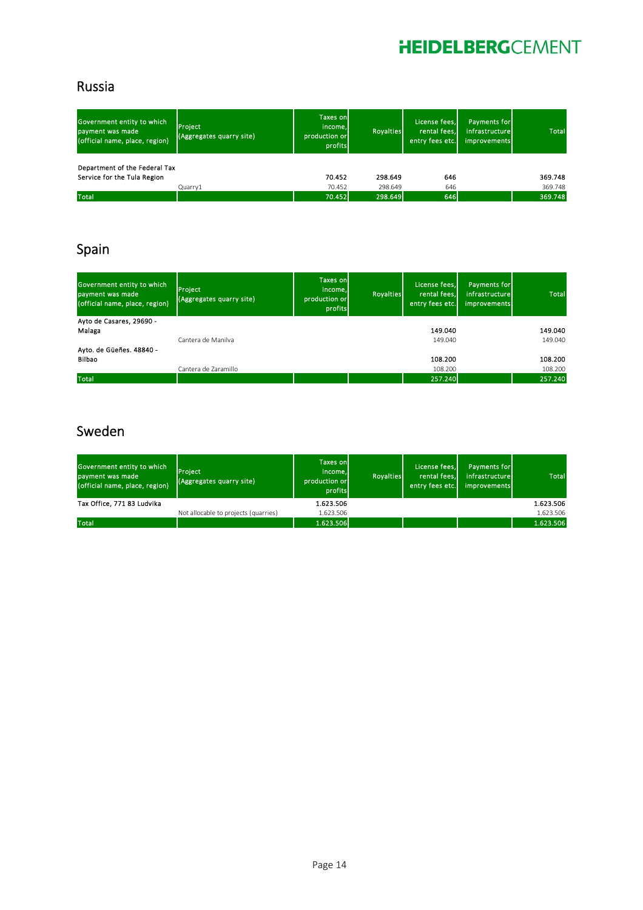## Russia

| Government entity to which payment was made (official name, place, region) | Project (Aggregates quarry site) | Taxes on income, production or profits | Royalties | License fees, rental fees, entry fees etc. | Payments for infrastructure improvements | Total |
|---|---|---|---|---|---|---|
| Department of the Federal Tax Service for the Tula Region | | 70.452 | 298.649 | 646 | | 369.748 |
| | Quarry1 | 70.452 | 298.649 | 646 | | 369.748 |
| Total | | 70.452 | 298.649 | 646 | | 369.748 |

## Spain

| Government entity to which payment was made (official name, place, region) | Project (Aggregates quarry site) | Taxes on income, production or profits | Royalties | License fees, rental fees, entry fees etc. | Payments for infrastructure improvements | Total |
|---|---|---|---|---|---|---|
| Ayto de Casares, 29690 - Malaga | | | | 149.040 | | 149.040 |
| | Cantera de Manilva | | | 149.040 | | 149.040 |
| Ayto. de Güeñes. 48840 - Bilbao | | | | 108.200 | | 108.200 |
| | Cantera de Zaramillo | | | 108.200 | | 108.200 |
| Total | | | | 257.240 | | 257.240 |

## Sweden

| Government entity to which payment was made (official name, place, region) | Project (Aggregates quarry site) | Taxes on income, production or profits | Royalties | License fees, rental fees, entry fees etc. | Payments for infrastructure improvements | Total |
|---|---|---|---|---|---|---|
| Tax Office, 771 83 Ludvika | | 1.623.506 | | | | 1.623.506 |
| | Not allocable to projects (quarries) | 1.623.506 | | | | 1.623.506 |
| Total | | 1.623.506 | | | | 1.623.506 |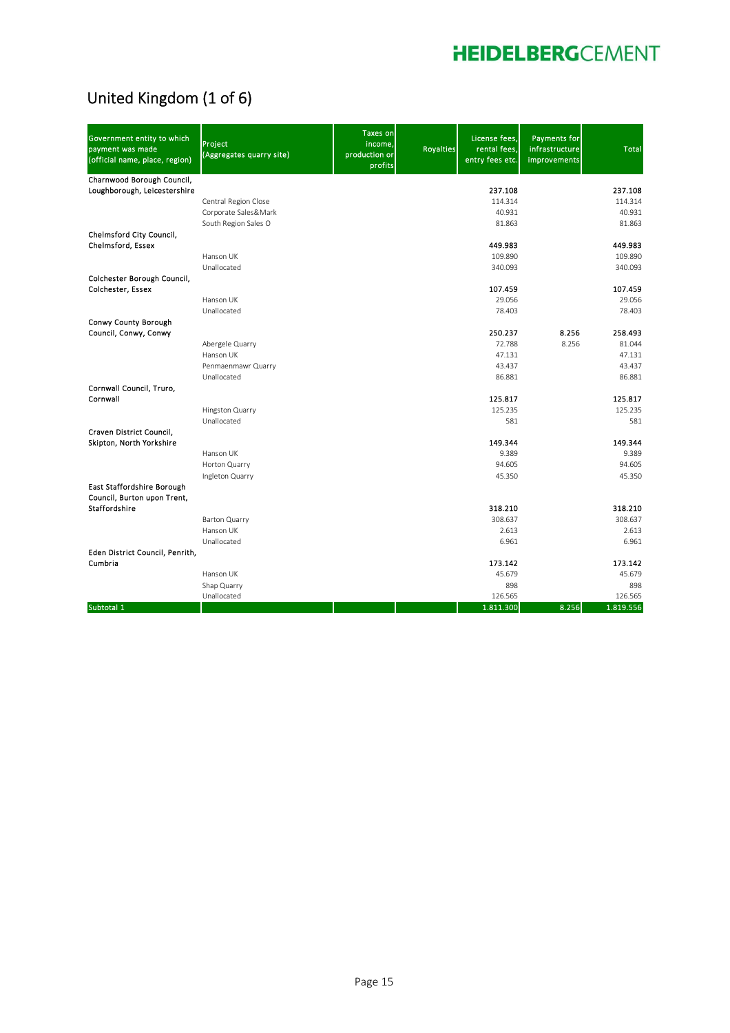## United Kingdom (1 of 6)

| Government entity to which payment was made (official name, place, region) | Project (Aggregates quarry site) | Taxes on income, production or profits | Royalties | License fees, rental fees, entry fees etc. | Payments for infrastructure improvements | Total |
|---|---|---|---|---|---|---|
| **Charnwood Borough Council, Loughborough, Leicestershire** | | | | **237.108** | | **237.108** |
| | Central Region Close | | | 114.314 | | 114.314 |
| | Corporate Sales&Mark | | | 40.931 | | 40.931 |
| | South Region Sales O | | | 81.863 | | 81.863 |
| **Chelmsford City Council, Chelmsford, Essex** | | | | **449.983** | | **449.983** |
| | Hanson UK | | | 109.890 | | 109.890 |
| | Unallocated | | | 340.093 | | 340.093 |
| **Colchester Borough Council, Colchester, Essex** | | | | **107.459** | | **107.459** |
| | Hanson UK | | | 29.056 | | 29.056 |
| | Unallocated | | | 78.403 | | 78.403 |
| **Conwy County Borough Council, Conwy, Conwy** | | | | **250.237** | **8.256** | **258.493** |
| | Abergele Quarry | | | 72.788 | 8.256 | 81.044 |
| | Hanson UK | | | 47.131 | | 47.131 |
| | Penmaenmawr Quarry | | | 43.437 | | 43.437 |
| | Unallocated | | | 86.881 | | 86.881 |
| **Cornwall Council, Truro, Cornwall** | | | | **125.817** | | **125.817** |
| | Hingston Quarry | | | 125.235 | | 125.235 |
| | Unallocated | | | 581 | | 581 |
| **Craven District Council, Skipton, North Yorkshire** | | | | **149.344** | | **149.344** |
| | Hanson UK | | | 9.389 | | 9.389 |
| | Horton Quarry | | | 94.605 | | 94.605 |
| | Ingleton Quarry | | | 45.350 | | 45.350 |
| **East Staffordshire Borough Council, Burton upon Trent, Staffordshire** | | | | **318.210** | | **318.210** |
| | Barton Quarry | | | 308.637 | | 308.637 |
| | Hanson UK | | | 2.613 | | 2.613 |
| | Unallocated | | | 6.961 | | 6.961 |
| **Eden District Council, Penrith, Cumbria** | | | | **173.142** | | **173.142** |
| | Hanson UK | | | 45.679 | | 45.679 |
| | Shap Quarry | | | 898 | | 898 |
| | Unallocated | | | 126.565 | | 126.565 |
| Subtotal 1 | | | | 1.811.300 | 8.256 | 1.819.556 |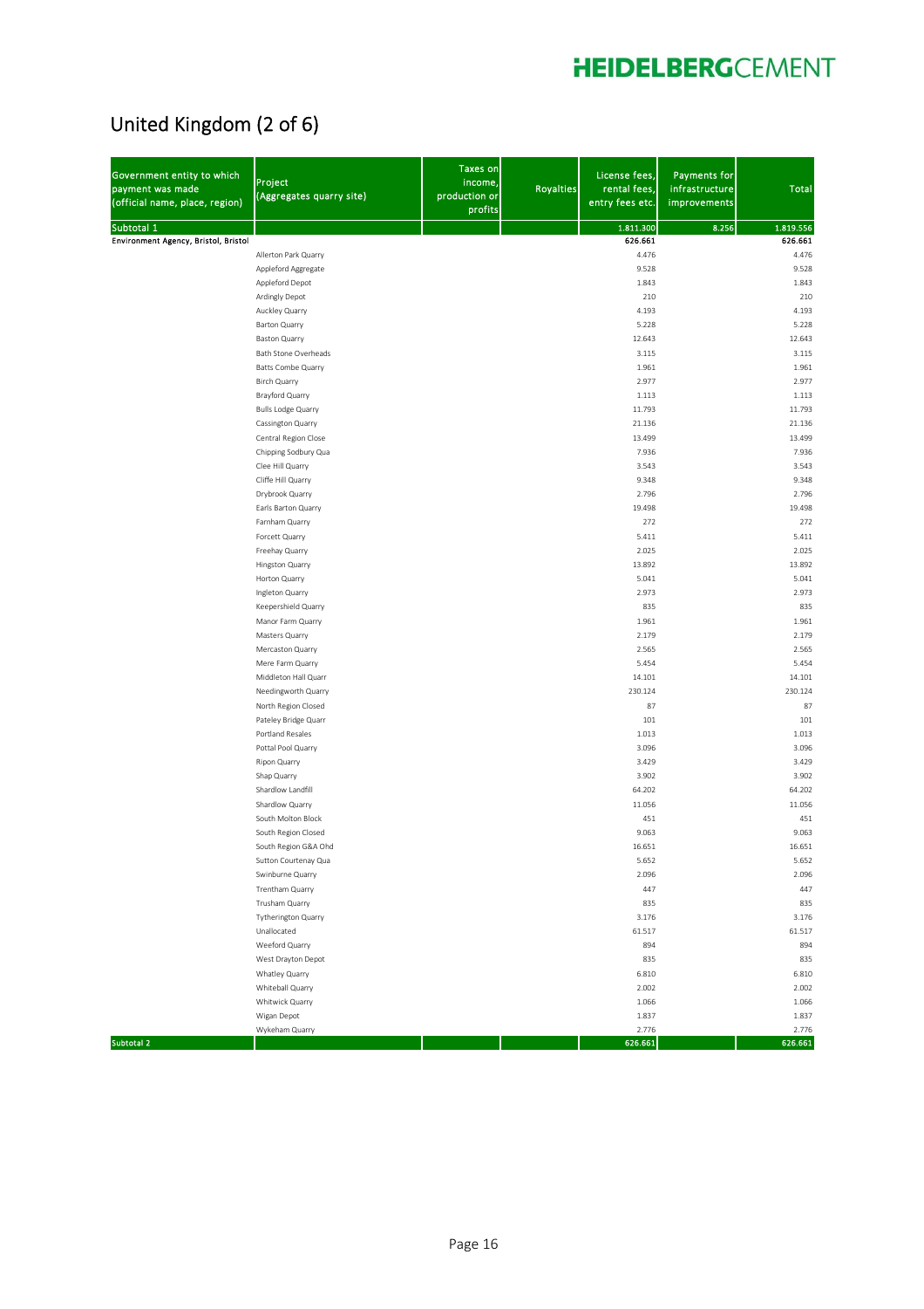# United Kingdom (2 of 6)

| Government entity to which payment was made (official name, place, region) | Project (Aggregates quarry site) | Taxes on income, production or profits | Royalties | License fees, rental fees, entry fees etc. | Payments for infrastructure improvements | Total |
|---|---|---|---|---|---|---|
| Subtotal 1 | | | | 1.811.300 | 8.256 | 1.819.556 |
| **Environment Agency, Bristol, Bristol** | | | | **626.661** | | **626.661** |
| | Allerton Park Quarry | | | 4.476 | | 4.476 |
| | Appleford Aggregate | | | 9.528 | | 9.528 |
| | Appleford Depot | | | 1.843 | | 1.843 |
| | Ardingly Depot | | | 210 | | 210 |
| | Auckley Quarry | | | 4.193 | | 4.193 |
| | Barton Quarry | | | 5.228 | | 5.228 |
| | Baston Quarry | | | 12.643 | | 12.643 |
| | Bath Stone Overheads | | | 3.115 | | 3.115 |
| | Batts Combe Quarry | | | 1.961 | | 1.961 |
| | Birch Quarry | | | 2.977 | | 2.977 |
| | Brayford Quarry | | | 1.113 | | 1.113 |
| | Bulls Lodge Quarry | | | 11.793 | | 11.793 |
| | Cassington Quarry | | | 21.136 | | 21.136 |
| | Central Region Close | | | 13.499 | | 13.499 |
| | Chipping Sodbury Qua | | | 7.936 | | 7.936 |
| | Clee Hill Quarry | | | 3.543 | | 3.543 |
| | Cliffe Hill Quarry | | | 9.348 | | 9.348 |
| | Drybrook Quarry | | | 2.796 | | 2.796 |
| | Earls Barton Quarry | | | 19.498 | | 19.498 |
| | Farnham Quarry | | | 272 | | 272 |
| | Forcett Quarry | | | 5.411 | | 5.411 |
| | Freehay Quarry | | | 2.025 | | 2.025 |
| | Hingston Quarry | | | 13.892 | | 13.892 |
| | Horton Quarry | | | 5.041 | | 5.041 |
| | Ingleton Quarry | | | 2.973 | | 2.973 |
| | Keepershield Quarry | | | 835 | | 835 |
| | Manor Farm Quarry | | | 1.961 | | 1.961 |
| | Masters Quarry | | | 2.179 | | 2.179 |
| | Mercaston Quarry | | | 2.565 | | 2.565 |
| | Mere Farm Quarry | | | 5.454 | | 5.454 |
| | Middleton Hall Quarr | | | 14.101 | | 14.101 |
| | Needingworth Quarry | | | 230.124 | | 230.124 |
| | North Region Closed | | | 87 | | 87 |
| | Pateley Bridge Quarr | | | 101 | | 101 |
| | Portland Resales | | | 1.013 | | 1.013 |
| | Pottal Pool Quarry | | | 3.096 | | 3.096 |
| | Ripon Quarry | | | 3.429 | | 3.429 |
| | Shap Quarry | | | 3.902 | | 3.902 |
| | Shardlow Landfill | | | 64.202 | | 64.202 |
| | Shardlow Quarry | | | 11.056 | | 11.056 |
| | South Molton Block | | | 451 | | 451 |
| | South Region Closed | | | 9.063 | | 9.063 |
| | South Region G&A Ohd | | | 16.651 | | 16.651 |
| | Sutton Courtenay Qua | | | 5.652 | | 5.652 |
| | Swinburne Quarry | | | 2.096 | | 2.096 |
| | Trentham Quarry | | | 447 | | 447 |
| | Trusham Quarry | | | 835 | | 835 |
| | Tytherington Quarry | | | 3.176 | | 3.176 |
| | Unallocated | | | 61.517 | | 61.517 |
| | Weeford Quarry | | | 894 | | 894 |
| | West Drayton Depot | | | 835 | | 835 |
| | Whatley Quarry | | | 6.810 | | 6.810 |
| | Whiteball Quarry | | | 2.002 | | 2.002 |
| | Whitwick Quarry | | | 1.066 | | 1.066 |
| | Wigan Depot | | | 1.837 | | 1.837 |
| | Wykeham Quarry | | | 2.776 | | 2.776 |
| Subtotal 2 | | | | 626.661 | | 626.661 |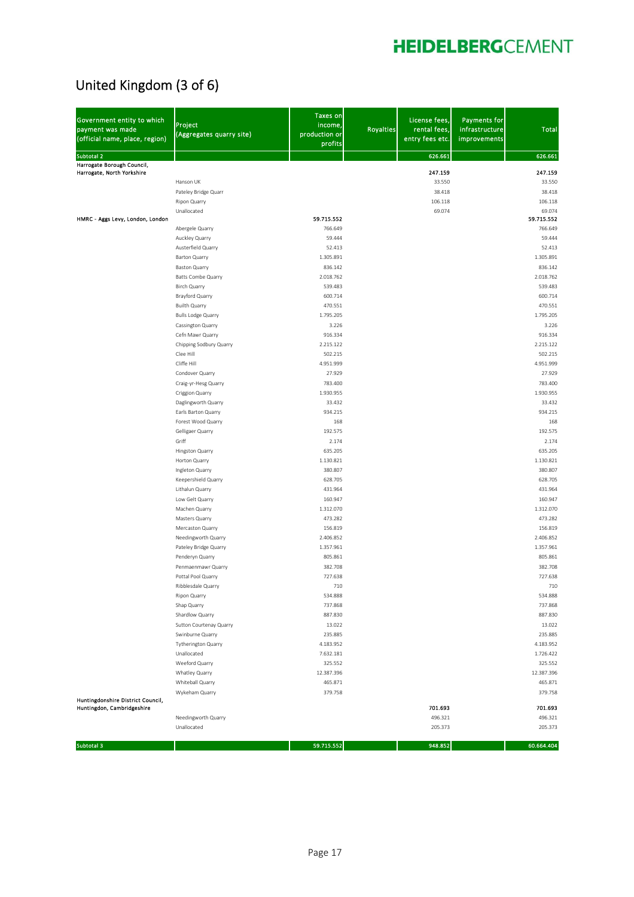# United Kingdom (3 of 6)

| Government entity to which payment was made (official name, place, region) | Project (Aggregates quarry site) | Taxes on income, production or profits | Royalties | License fees, rental fees, entry fees etc. | Payments for infrastructure improvements | Total |
|---|---|---|---|---|---|---|
| **Subtotal 2** | | | | **626.661** | | **626.661** |
| **Harrogate Borough Council, Harrogate, North Yorkshire** | | | | **247.159** | | **247.159** |
| | Hanson UK | | | 33.550 | | 33.550 |
| | Pateley Bridge Quarr | | | 38.418 | | 38.418 |
| | Ripon Quarry | | | 106.118 | | 106.118 |
| | Unallocated | | | 69.074 | | 69.074 |
| **HMRC - Aggs Levy, London, London** | | **59.715.552** | | | | **59.715.552** |
| | Abergele Quarry | 766.649 | | | | 766.649 |
| | Auckley Quarry | 59.444 | | | | 59.444 |
| | Austerfield Quarry | 52.413 | | | | 52.413 |
| | Barton Quarry | 1.305.891 | | | | 1.305.891 |
| | Baston Quarry | 836.142 | | | | 836.142 |
| | Batts Combe Quarry | 2.018.762 | | | | 2.018.762 |
| | Birch Quarry | 539.483 | | | | 539.483 |
| | Brayford Quarry | 600.714 | | | | 600.714 |
| | Builth Quarry | 470.551 | | | | 470.551 |
| | Bulls Lodge Quarry | 1.795.205 | | | | 1.795.205 |
| | Cassington Quarry | 3.226 | | | | 3.226 |
| | Cefn Mawr Quarry | 916.334 | | | | 916.334 |
| | Chipping Sodbury Quarry | 2.215.122 | | | | 2.215.122 |
| | Clee Hill | 502.215 | | | | 502.215 |
| | Cliffe Hill | 4.951.999 | | | | 4.951.999 |
| | Condover Quarry | 27.929 | | | | 27.929 |
| | Craig-yr-Hesg Quarry | 783.400 | | | | 783.400 |
| | Criggion Quarry | 1.930.955 | | | | 1.930.955 |
| | Daglingworth Quarry | 33.432 | | | | 33.432 |
| | Earls Barton Quarry | 934.215 | | | | 934.215 |
| | Forest Wood Quarry | 168 | | | | 168 |
| | Gelligaer Quarry | 192.575 | | | | 192.575 |
| | Griff | 2.174 | | | | 2.174 |
| | Hingston Quarry | 635.205 | | | | 635.205 |
| | Horton Quarry | 1.130.821 | | | | 1.130.821 |
| | Ingleton Quarry | 380.807 | | | | 380.807 |
| | Keepershield Quarry | 628.705 | | | | 628.705 |
| | Lithalun Quarry | 431.964 | | | | 431.964 |
| | Low Gelt Quarry | 160.947 | | | | 160.947 |
| | Machen Quarry | 1.312.070 | | | | 1.312.070 |
| | Masters Quarry | 473.282 | | | | 473.282 |
| | Mercaston Quarry | 156.819 | | | | 156.819 |
| | Needingworth Quarry | 2.406.852 | | | | 2.406.852 |
| | Pateley Bridge Quarry | 1.357.961 | | | | 1.357.961 |
| | Penderyn Quarry | 805.861 | | | | 805.861 |
| | Penmaenmawr Quarry | 382.708 | | | | 382.708 |
| | Pottal Pool Quarry | 727.638 | | | | 727.638 |
| | Ribblesdale Quarry | 710 | | | | 710 |
| | Ripon Quarry | 534.888 | | | | 534.888 |
| | Shap Quarry | 737.868 | | | | 737.868 |
| | Shardlow Quarry | 887.830 | | | | 887.830 |
| | Sutton Courtenay Quarry | 13.022 | | | | 13.022 |
| | Swinburne Quarry | 235.885 | | | | 235.885 |
| | Tytherington Quarry | 4.183.952 | | | | 4.183.952 |
| | Unallocated | 7.632.181 | | | | 1.726.422 |
| | Weeford Quarry | 325.552 | | | | 325.552 |
| | Whatley Quarry | 12.387.396 | | | | 12.387.396 |
| | Whiteball Quarry | 465.871 | | | | 465.871 |
| | Wykeham Quarry | 379.758 | | | | 379.758 |
| **Huntingdonshire District Council, Huntingdon, Cambridgeshire** | | | | **701.693** | | **701.693** |
| | Needingworth Quarry | | | 496.321 | | 496.321 |
| | Unallocated | | | 205.373 | | 205.373 |
| **Subtotal 3** | | **59.715.552** | | **948.852** | | **60.664.404** |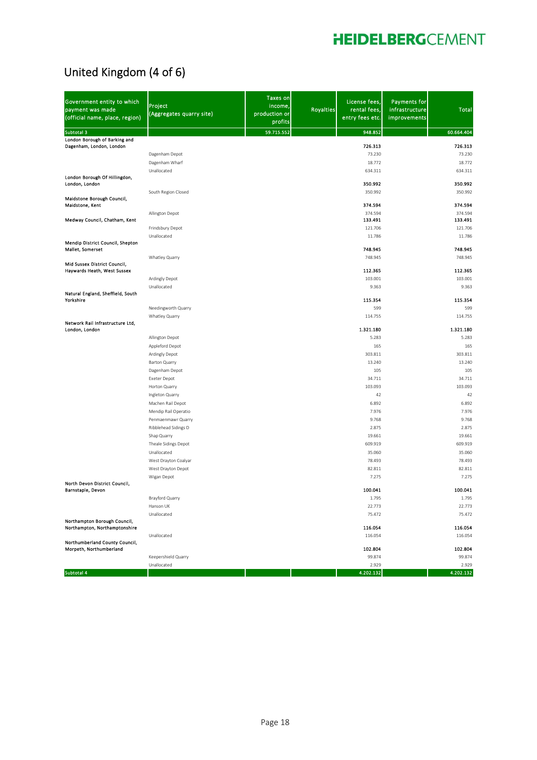# United Kingdom (4 of 6)

| Government entity to which payment was made (official name, place, region) | Project (Aggregates quarry site) | Taxes on income, production or profits | Royalties | License fees, rental fees, entry fees etc. | Payments for infrastructure improvements | Total |
|---|---|---|---|---|---|---|
| **Subtotal 3** | | **59.715.552** | | **948.852** | | **60.664.404** |
| **London Borough of Barking and Dagenham, London, London** | | | | **726.313** | | **726.313** |
| | Dagenham Depot | | | 73.230 | | 73.230 |
| | Dagenham Wharf | | | 18.772 | | 18.772 |
| | Unallocated | | | 634.311 | | 634.311 |
| **London Borough Of Hillingdon, London, London** | | | | **350.992** | | **350.992** |
| | South Region Closed | | | 350.992 | | 350.992 |
| **Maidstone Borough Council, Maidstone, Kent** | | | | **374.594** | | **374.594** |
| | Allington Depot | | | 374.594 | | 374.594 |
| **Medway Council, Chatham, Kent** | | | | **133.491** | | **133.491** |
| | Frindsbury Depot | | | 121.706 | | 121.706 |
| | Unallocated | | | 11.786 | | 11.786 |
| **Mendip District Council, Shepton Mallet, Somerset** | | | | **748.945** | | **748.945** |
| | Whatley Quarry | | | 748.945 | | 748.945 |
| **Mid Sussex District Council, Haywards Heath, West Sussex** | | | | **112.365** | | **112.365** |
| | Ardingly Depot | | | 103.001 | | 103.001 |
| | Unallocated | | | 9.363 | | 9.363 |
| **Natural England, Sheffield, South Yorkshire** | | | | **115.354** | | **115.354** |
| | Needingworth Quarry | | | 599 | | 599 |
| | Whatley Quarry | | | 114.755 | | 114.755 |
| **Network Rail Infrastructure Ltd, London, London** | | | | **1.321.180** | | **1.321.180** |
| | Allington Depot | | | 5.283 | | 5.283 |
| | Appleford Depot | | | 165 | | 165 |
| | Ardingly Depot | | | 303.811 | | 303.811 |
| | Barton Quarry | | | 13.240 | | 13.240 |
| | Dagenham Depot | | | 105 | | 105 |
| | Exeter Depot | | | 34.711 | | 34.711 |
| | Horton Quarry | | | 103.093 | | 103.093 |
| | Ingleton Quarry | | | 42 | | 42 |
| | Machen Rail Depot | | | 6.892 | | 6.892 |
| | Mendip Rail Operatio | | | 7.976 | | 7.976 |
| | Penmaenmawr Quarry | | | 9.768 | | 9.768 |
| | Ribblehead Sidings D | | | 2.875 | | 2.875 |
| | Shap Quarry | | | 19.661 | | 19.661 |
| | Theale Sidings Depot | | | 609.919 | | 609.919 |
| | Unallocated | | | 35.060 | | 35.060 |
| | West Drayton Coalyar | | | 78.493 | | 78.493 |
| | West Drayton Depot | | | 82.811 | | 82.811 |
| | Wigan Depot | | | 7.275 | | 7.275 |
| **North Devon District Council, Barnstaple, Devon** | | | | **100.041** | | **100.041** |
| | Brayford Quarry | | | 1.795 | | 1.795 |
| | Hanson UK | | | 22.773 | | 22.773 |
| | Unallocated | | | 75.472 | | 75.472 |
| **Northampton Borough Council, Northampton, Northamptonshire** | | | | **116.054** | | **116.054** |
| | Unallocated | | | 116.054 | | 116.054 |
| **Northumberland County Council, Morpeth, Northumberland** | | | | **102.804** | | **102.804** |
| | Keepershield Quarry | | | 99.874 | | 99.874 |
| | Unallocated | | | 2.929 | | 2.929 |
| **Subtotal 4** | | | | **4.202.132** | | **4.202.132** |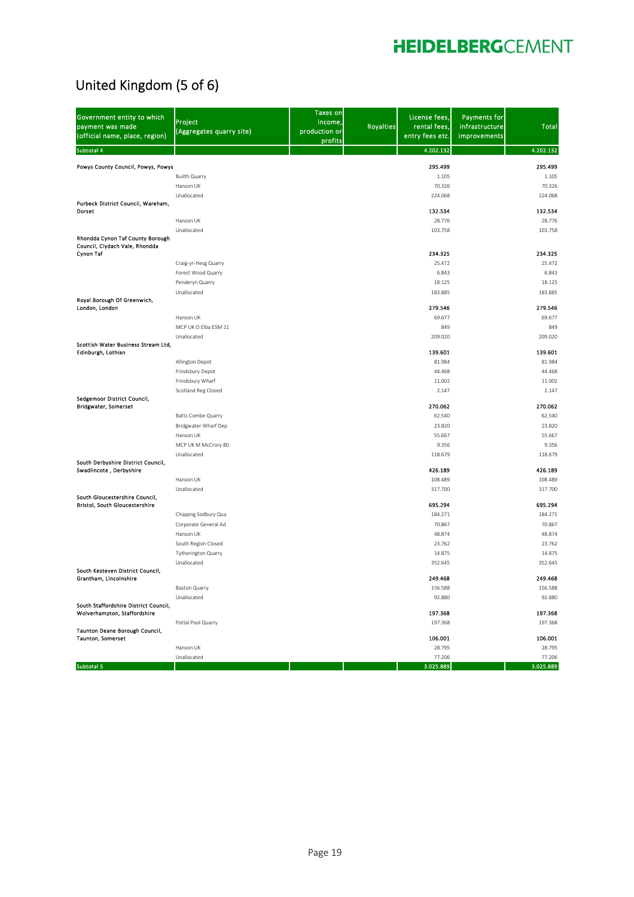# United Kingdom (5 of 6)

| Government entity to which payment was made (official name, place, region) | Project (Aggregates quarry site) | Taxes on income, production or profits | Royalties | License fees, rental fees, entry fees etc. | Payments for infrastructure improvements | Total |
|---|---|---|---|---|---|---|
| Subtotal 4 | | | | 4.202.132 | | 4.202.132 |
| **Powys County Council, Powys, Powys** | | | | **295.499** | | **295.499** |
| | Builth Quarry | | | 1.105 | | 1.105 |
| | Hanson UK | | | 70.326 | | 70.326 |
| | Unallocated | | | 224.068 | | 224.068 |
| **Purbeck District Council, Wareham, Dorset** | | | | **132.534** | | **132.534** |
| | Hanson UK | | | 28.776 | | 28.776 |
| | Unallocated | | | 103.758 | | 103.758 |
| **Rhondda Cynon Taf County Borough Council, Clydach Vale, Rhondda Cynon Taf** | | | | **234.325** | | **234.325** |
| | Craig-yr-Hesg Quarry | | | 25.472 | | 25.472 |
| | Forest Wood Quarry | | | 6.843 | | 6.843 |
| | Penderyn Quarry | | | 18.125 | | 18.125 |
| | Unallocated | | | 183.885 | | 183.885 |
| **Royal Borough Of Greenwich, London, London** | | | | **279.546** | | **279.546** |
| | Hanson UK | | | 69.677 | | 69.677 |
| | MCP UK O Elba ESM 11 | | | 849 | | 849 |
| | Unallocated | | | 209.020 | | 209.020 |
| **Scottish Water Business Stream Ltd, Edinburgh, Lothian** | | | | **139.601** | | **139.601** |
| | Allington Depot | | | 81.984 | | 81.984 |
| | Frindsbury Depot | | | 44.468 | | 44.468 |
| | Frindsbury Wharf | | | 11.002 | | 11.002 |
| | Scotland Reg Closed | | | 2.147 | | 2.147 |
| **Sedgemoor District Council, Bridgwater, Somerset** | | | | **270.062** | | **270.062** |
| | Batts Combe Quarry | | | 62.540 | | 62.540 |
| | Bridgwater Wharf Dep | | | 23.820 | | 23.820 |
| | Hanson UK | | | 55.667 | | 55.667 |
| | MCP UK M McCrory 80 | | | 9.356 | | 9.356 |
| | Unallocated | | | 118.679 | | 118.679 |
| **South Derbyshire District Council, Swadlincote , Derbyshire** | | | | **426.189** | | **426.189** |
| | Hanson UK | | | 108.489 | | 108.489 |
| | Unallocated | | | 317.700 | | 317.700 |
| **South Gloucestershire Council, Bristol, South Gloucestershire** | | | | **695.294** | | **695.294** |
| | Chipping Sodbury Qua | | | 184.271 | | 184.271 |
| | Corporate General Ad | | | 70.867 | | 70.867 |
| | Hanson UK | | | 48.874 | | 48.874 |
| | South Region Closed | | | 23.762 | | 23.762 |
| | Tytherington Quarry | | | 14.875 | | 14.875 |
| | Unallocated | | | 352.645 | | 352.645 |
| **South Kesteven District Council, Grantham, Lincolnshire** | | | | **249.468** | | **249.468** |
| | Baston Quarry | | | 156.588 | | 156.588 |
| | Unallocated | | | 92.880 | | 92.880 |
| **South Staffordshire District Council, Wolverhampton, Staffordshire** | | | | **197.368** | | **197.368** |
| | Pottal Pool Quarry | | | 197.368 | | 197.368 |
| **Taunton Deane Borough Council, Taunton, Somerset** | | | | **106.001** | | **106.001** |
| | Hanson UK | | | 28.795 | | 28.795 |
| | Unallocated | | | 77.206 | | 77.206 |
| Subtotal 5 | | | | 3.025.889 | | 3.025.889 |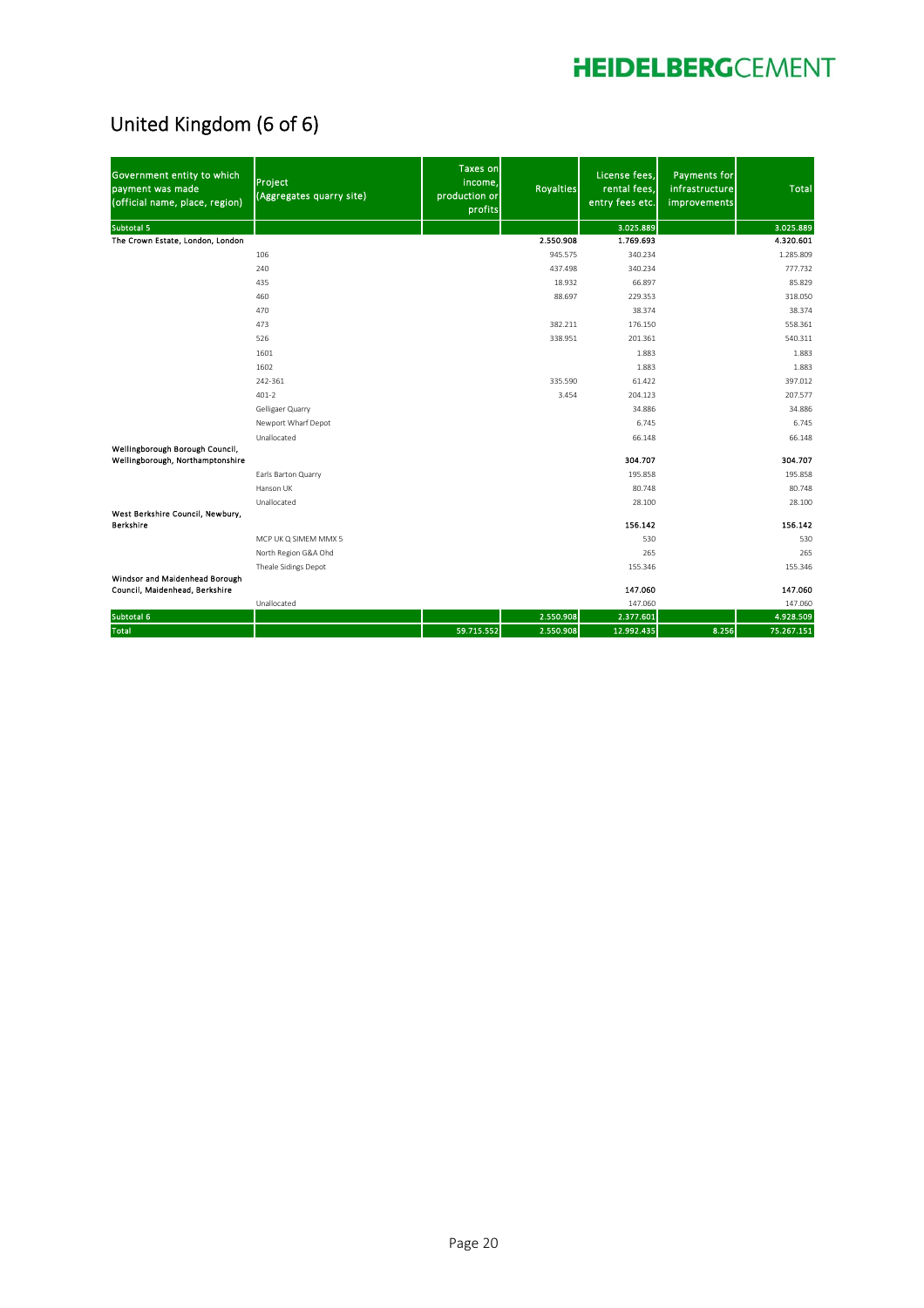## United Kingdom (6 of 6)

| Government entity to which payment was made (official name, place, region) | Project (Aggregates quarry site) | Taxes on income, production or profits | Royalties | License fees, rental fees, entry fees etc. | Payments for infrastructure improvements | Total |
|---|---|---|---|---|---|---|
| **Subtotal 5** | | | | **3.025.889** | | **3.025.889** |
| **The Crown Estate, London, London** | | | **2.550.908** | **1.769.693** | | **4.320.601** |
| | 106 | | 945.575 | 340.234 | | 1.285.809 |
| | 240 | | 437.498 | 340.234 | | 777.732 |
| | 435 | | 18.932 | 66.897 | | 85.829 |
| | 460 | | 88.697 | 229.353 | | 318.050 |
| | 470 | | | 38.374 | | 38.374 |
| | 473 | | 382.211 | 176.150 | | 558.361 |
| | 526 | | 338.951 | 201.361 | | 540.311 |
| | 1601 | | | 1.883 | | 1.883 |
| | 1602 | | | 1.883 | | 1.883 |
| | 242-361 | | 335.590 | 61.422 | | 397.012 |
| | 401-2 | | 3.454 | 204.123 | | 207.577 |
| | Gelligaer Quarry | | | 34.886 | | 34.886 |
| | Newport Wharf Depot | | | 6.745 | | 6.745 |
| | Unallocated | | | 66.148 | | 66.148 |
| **Wellingborough Borough Council, Wellingborough, Northamptonshire** | | | | **304.707** | | **304.707** |
| | Earls Barton Quarry | | | 195.858 | | 195.858 |
| | Hanson UK | | | 80.748 | | 80.748 |
| | Unallocated | | | 28.100 | | 28.100 |
| **West Berkshire Council, Newbury, Berkshire** | | | | **156.142** | | **156.142** |
| | MCP UK Q SIMEM MMX 5 | | | 530 | | 530 |
| | North Region G&A Ohd | | | 265 | | 265 |
| | Theale Sidings Depot | | | 155.346 | | 155.346 |
| **Windsor and Maidenhead Borough Council, Maidenhead, Berkshire** | | | | **147.060** | | **147.060** |
| | Unallocated | | | 147.060 | | 147.060 |
| **Subtotal 6** | | | **2.550.908** | **2.377.601** | | **4.928.509** |
| **Total** | | **59.715.552** | **2.550.908** | **12.992.435** | **8.256** | **75.267.151** |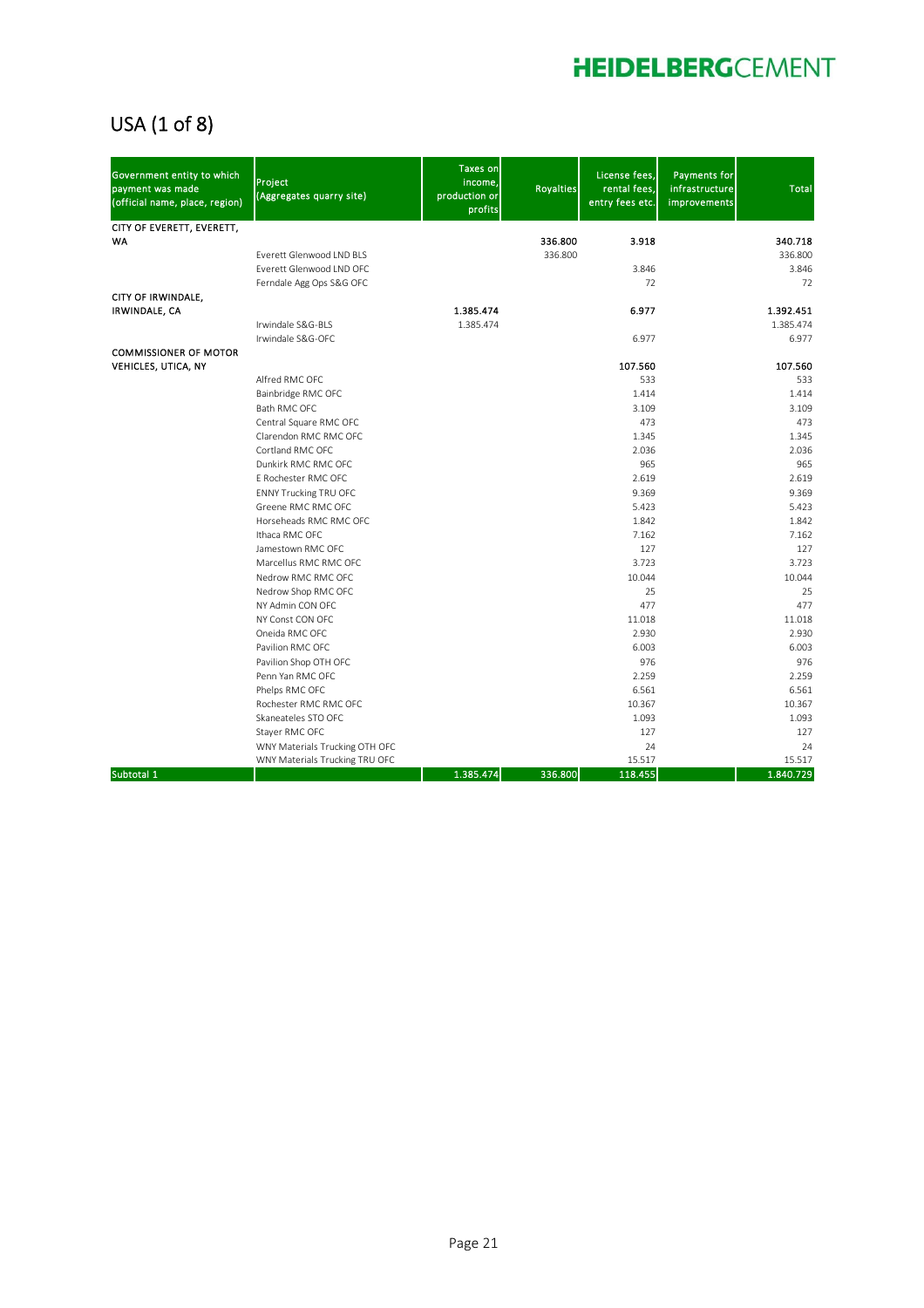## USA (1 of 8)

| Government entity to which payment was made (official name, place, region) | Project (Aggregates quarry site) | Taxes on income, production or profits | Royalties | License fees, rental fees, entry fees etc. | Payments for infrastructure improvements | Total |
|---|---|---|---|---|---|---|
| **CITY OF EVERETT, EVERETT, WA** | | | **336.800** | **3.918** | | **340.718** |
| | Everett Glenwood LND BLS | | 336.800 | | | 336.800 |
| | Everett Glenwood LND OFC | | | 3.846 | | 3.846 |
| | Ferndale Agg Ops S&G OFC | | | 72 | | 72 |
| **CITY OF IRWINDALE, IRWINDALE, CA** | | **1.385.474** | | **6.977** | | **1.392.451** |
| | Irwindale S&G-BLS | 1.385.474 | | | | 1.385.474 |
| | Irwindale S&G-OFC | | | 6.977 | | 6.977 |
| **COMMISSIONER OF MOTOR VEHICLES, UTICA, NY** | | | | **107.560** | | **107.560** |
| | Alfred RMC OFC | | | 533 | | 533 |
| | Bainbridge RMC OFC | | | 1.414 | | 1.414 |
| | Bath RMC OFC | | | 3.109 | | 3.109 |
| | Central Square RMC OFC | | | 473 | | 473 |
| | Clarendon RMC RMC OFC | | | 1.345 | | 1.345 |
| | Cortland RMC OFC | | | 2.036 | | 2.036 |
| | Dunkirk RMC RMC OFC | | | 965 | | 965 |
| | E Rochester RMC OFC | | | 2.619 | | 2.619 |
| | ENNY Trucking TRU OFC | | | 9.369 | | 9.369 |
| | Greene RMC RMC OFC | | | 5.423 | | 5.423 |
| | Horseheads RMC RMC OFC | | | 1.842 | | 1.842 |
| | Ithaca RMC OFC | | | 7.162 | | 7.162 |
| | Jamestown RMC OFC | | | 127 | | 127 |
| | Marcellus RMC RMC OFC | | | 3.723 | | 3.723 |
| | Nedrow RMC RMC OFC | | | 10.044 | | 10.044 |
| | Nedrow Shop RMC OFC | | | 25 | | 25 |
| | NY Admin CON OFC | | | 477 | | 477 |
| | NY Const CON OFC | | | 11.018 | | 11.018 |
| | Oneida RMC OFC | | | 2.930 | | 2.930 |
| | Pavilion RMC OFC | | | 6.003 | | 6.003 |
| | Pavilion Shop OTH OFC | | | 976 | | 976 |
| | Penn Yan RMC OFC | | | 2.259 | | 2.259 |
| | Phelps RMC OFC | | | 6.561 | | 6.561 |
| | Rochester RMC RMC OFC | | | 10.367 | | 10.367 |
| | Skaneateles STO OFC | | | 1.093 | | 1.093 |
| | Stayer RMC OFC | | | 127 | | 127 |
| | WNY Materials Trucking OTH OFC | | | 24 | | 24 |
| | WNY Materials Trucking TRU OFC | | | 15.517 | | 15.517 |
| Subtotal 1 | | 1.385.474 | 336.800 | 118.455 | | 1.840.729 |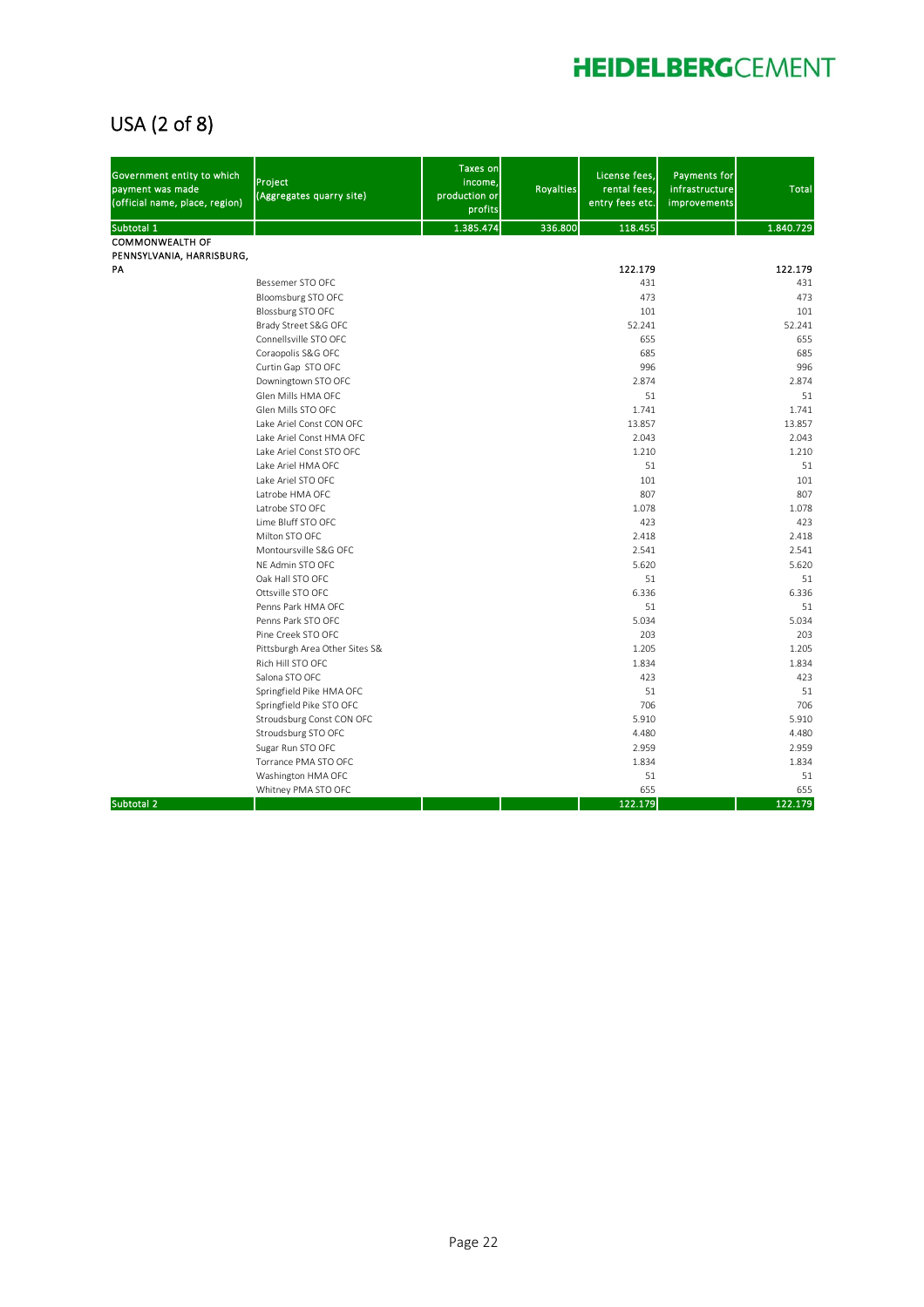# USA (2 of 8)

| Government entity to which payment was made (official name, place, region) | Project (Aggregates quarry site) | Taxes on income, production or profits | Royalties | License fees, rental fees, entry fees etc. | Payments for infrastructure improvements | Total |
|---|---|---|---|---|---|---|
| Subtotal 1 | | 1.385.474 | 336.800 | 118.455 | | 1.840.729 |
| COMMONWEALTH OF PENNSYLVANIA, HARRISBURG, PA | | | | 122.179 | | 122.179 |
| | Bessemer STO OFC | | | 431 | | 431 |
| | Bloomsburg STO OFC | | | 473 | | 473 |
| | Blossburg STO OFC | | | 101 | | 101 |
| | Brady Street S&G OFC | | | 52.241 | | 52.241 |
| | Connellsville STO OFC | | | 655 | | 655 |
| | Coraopolis S&G OFC | | | 685 | | 685 |
| | Curtin Gap STO OFC | | | 996 | | 996 |
| | Downingtown STO OFC | | | 2.874 | | 2.874 |
| | Glen Mills HMA OFC | | | 51 | | 51 |
| | Glen Mills STO OFC | | | 1.741 | | 1.741 |
| | Lake Ariel Const CON OFC | | | 13.857 | | 13.857 |
| | Lake Ariel Const HMA OFC | | | 2.043 | | 2.043 |
| | Lake Ariel Const STO OFC | | | 1.210 | | 1.210 |
| | Lake Ariel HMA OFC | | | 51 | | 51 |
| | Lake Ariel STO OFC | | | 101 | | 101 |
| | Latrobe HMA OFC | | | 807 | | 807 |
| | Latrobe STO OFC | | | 1.078 | | 1.078 |
| | Lime Bluff STO OFC | | | 423 | | 423 |
| | Milton STO OFC | | | 2.418 | | 2.418 |
| | Montoursville S&G OFC | | | 2.541 | | 2.541 |
| | NE Admin STO OFC | | | 5.620 | | 5.620 |
| | Oak Hall STO OFC | | | 51 | | 51 |
| | Ottsville STO OFC | | | 6.336 | | 6.336 |
| | Penns Park HMA OFC | | | 51 | | 51 |
| | Penns Park STO OFC | | | 5.034 | | 5.034 |
| | Pine Creek STO OFC | | | 203 | | 203 |
| | Pittsburgh Area Other Sites S& | | | 1.205 | | 1.205 |
| | Rich Hill STO OFC | | | 1.834 | | 1.834 |
| | Salona STO OFC | | | 423 | | 423 |
| | Springfield Pike HMA OFC | | | 51 | | 51 |
| | Springfield Pike STO OFC | | | 706 | | 706 |
| | Stroudsburg Const CON OFC | | | 5.910 | | 5.910 |
| | Stroudsburg STO OFC | | | 4.480 | | 4.480 |
| | Sugar Run STO OFC | | | 2.959 | | 2.959 |
| | Torrance PMA STO OFC | | | 1.834 | | 1.834 |
| | Washington HMA OFC | | | 51 | | 51 |
| | Whitney PMA STO OFC | | | 655 | | 655 |
| Subtotal 2 | | | | 122.179 | | 122.179 |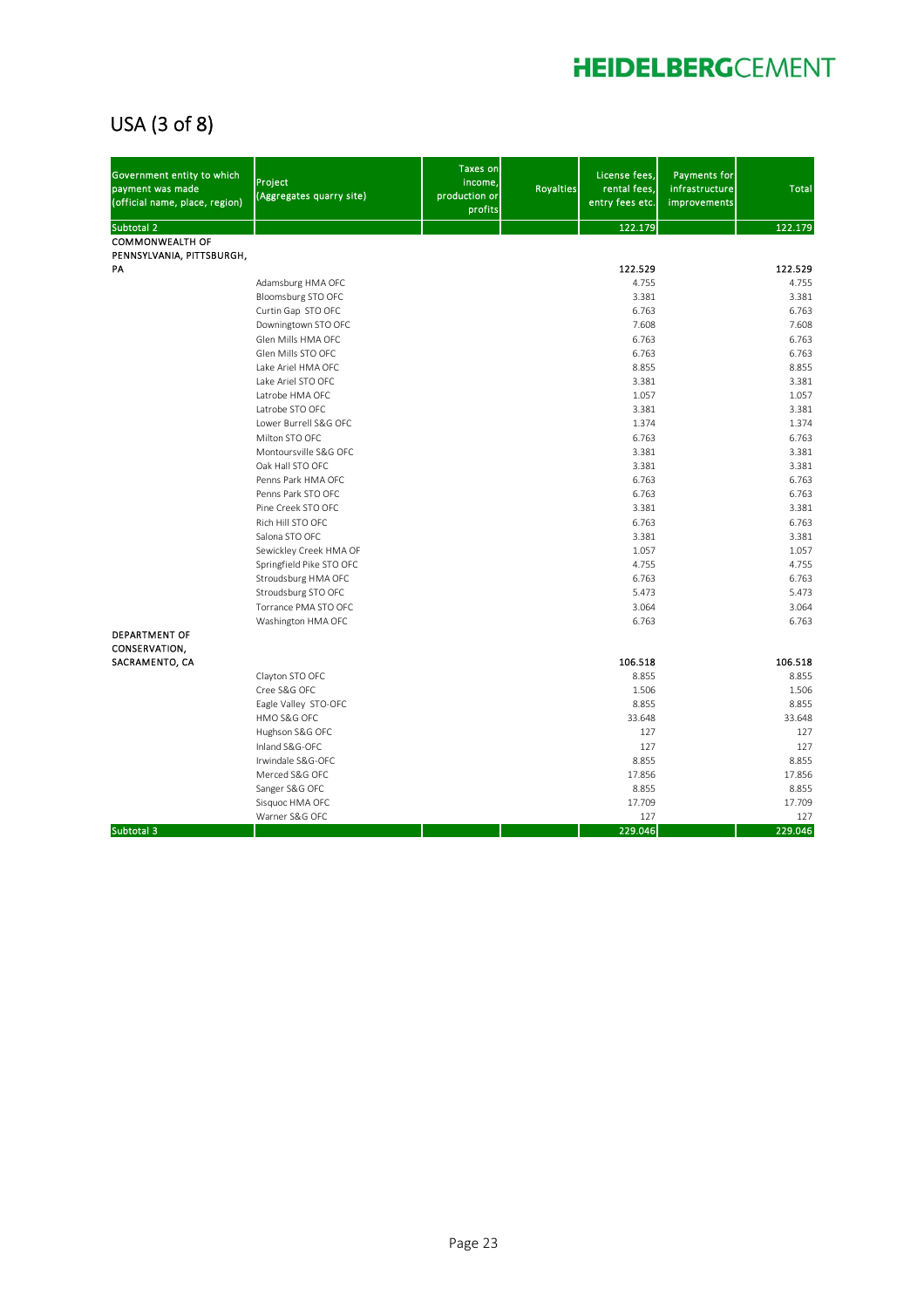## USA (3 of 8)

| Government entity to which payment was made (official name, place, region) | Project (Aggregates quarry site) | Taxes on income, production or profits | Royalties | License fees, rental fees, entry fees etc. | Payments for infrastructure improvements | Total |
|---|---|---|---|---|---|---|
| Subtotal 2 | | | | 122.179 | | 122.179 |
| **COMMONWEALTH OF PENNSYLVANIA, PITTSBURGH, PA** | | | | **122.529** | | **122.529** |
| | Adamsburg HMA OFC | | | 4.755 | | 4.755 |
| | Bloomsburg STO OFC | | | 3.381 | | 3.381 |
| | Curtin Gap STO OFC | | | 6.763 | | 6.763 |
| | Downingtown STO OFC | | | 7.608 | | 7.608 |
| | Glen Mills HMA OFC | | | 6.763 | | 6.763 |
| | Glen Mills STO OFC | | | 6.763 | | 6.763 |
| | Lake Ariel HMA OFC | | | 8.855 | | 8.855 |
| | Lake Ariel STO OFC | | | 3.381 | | 3.381 |
| | Latrobe HMA OFC | | | 1.057 | | 1.057 |
| | Latrobe STO OFC | | | 3.381 | | 3.381 |
| | Lower Burrell S&G OFC | | | 1.374 | | 1.374 |
| | Milton STO OFC | | | 6.763 | | 6.763 |
| | Montoursville S&G OFC | | | 3.381 | | 3.381 |
| | Oak Hall STO OFC | | | 3.381 | | 3.381 |
| | Penns Park HMA OFC | | | 6.763 | | 6.763 |
| | Penns Park STO OFC | | | 6.763 | | 6.763 |
| | Pine Creek STO OFC | | | 3.381 | | 3.381 |
| | Rich Hill STO OFC | | | 6.763 | | 6.763 |
| | Salona STO OFC | | | 3.381 | | 3.381 |
| | Sewickley Creek HMA OF | | | 1.057 | | 1.057 |
| | Springfield Pike STO OFC | | | 4.755 | | 4.755 |
| | Stroudsburg HMA OFC | | | 6.763 | | 6.763 |
| | Stroudsburg STO OFC | | | 5.473 | | 5.473 |
| | Torrance PMA STO OFC | | | 3.064 | | 3.064 |
| | Washington HMA OFC | | | 6.763 | | 6.763 |
| **DEPARTMENT OF CONSERVATION, SACRAMENTO, CA** | | | | **106.518** | | **106.518** |
| | Clayton STO OFC | | | 8.855 | | 8.855 |
| | Cree S&G OFC | | | 1.506 | | 1.506 |
| | Eagle Valley STO-OFC | | | 8.855 | | 8.855 |
| | HMO S&G OFC | | | 33.648 | | 33.648 |
| | Hughson S&G OFC | | | 127 | | 127 |
| | Inland S&G-OFC | | | 127 | | 127 |
| | Irwindale S&G-OFC | | | 8.855 | | 8.855 |
| | Merced S&G OFC | | | 17.856 | | 17.856 |
| | Sanger S&G OFC | | | 8.855 | | 8.855 |
| | Sisquoc HMA OFC | | | 17.709 | | 17.709 |
| | Warner S&G OFC | | | 127 | | 127 |
| Subtotal 3 | | | | 229.046 | | 229.046 |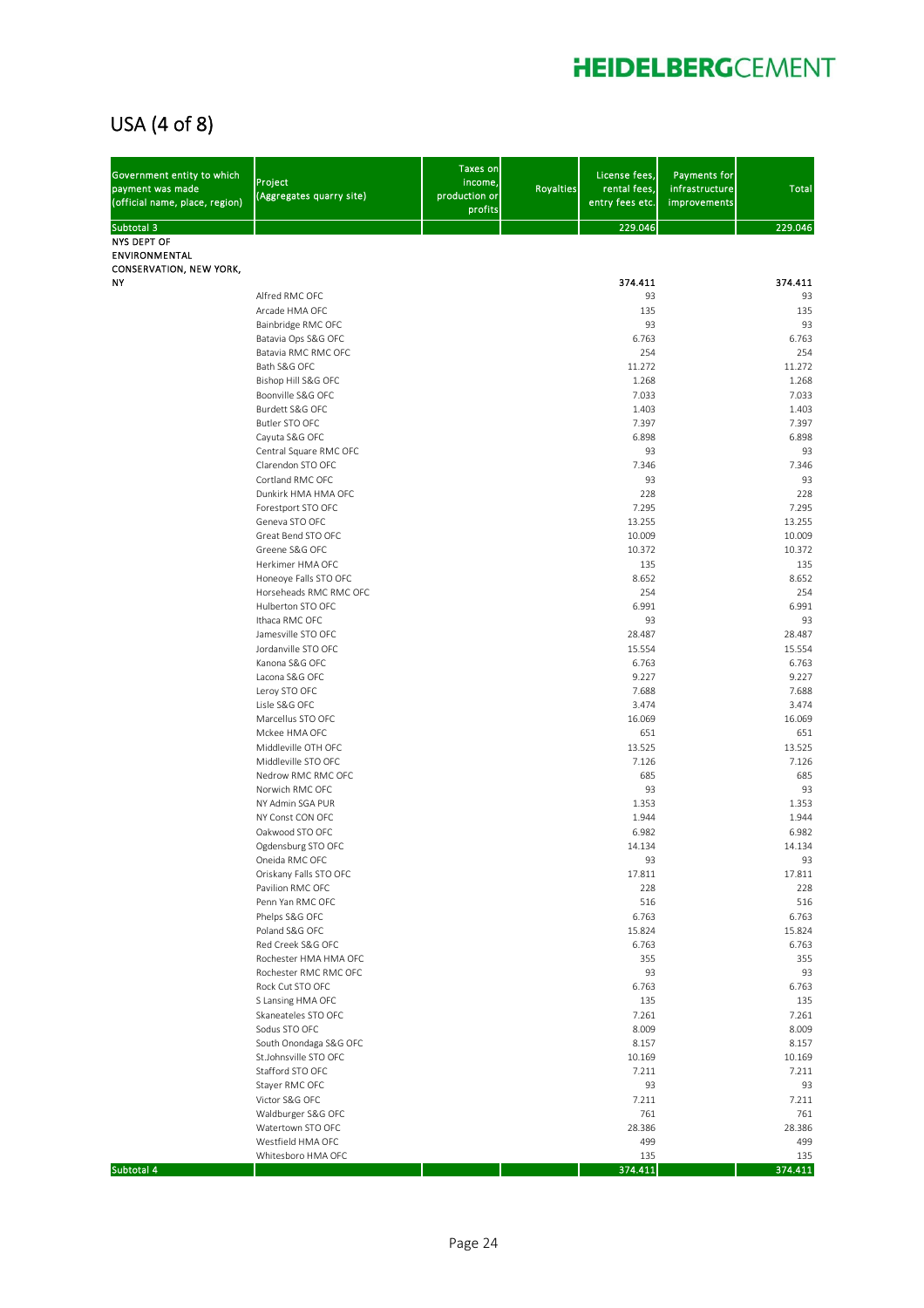# USA (4 of 8)

| Government entity to which payment was made (official name, place, region) | Project (Aggregates quarry site) | Taxes on income, production or profits | Royalties | License fees, rental fees, entry fees etc. | Payments for infrastructure improvements | Total |
|---|---|---|---|---|---|---|
| Subtotal 3 | | | | 229.046 | | 229.046 |
| **NYS DEPT OF ENVIRONMENTAL CONSERVATION, NEW YORK, NY** | | | | **374.411** | | **374.411** |
| | Alfred RMC OFC | | | 93 | | 93 |
| | Arcade HMA OFC | | | 135 | | 135 |
| | Bainbridge RMC OFC | | | 93 | | 93 |
| | Batavia Ops S&G OFC | | | 6.763 | | 6.763 |
| | Batavia RMC RMC OFC | | | 254 | | 254 |
| | Bath S&G OFC | | | 11.272 | | 11.272 |
| | Bishop Hill S&G OFC | | | 1.268 | | 1.268 |
| | Boonville S&G OFC | | | 7.033 | | 7.033 |
| | Burdett S&G OFC | | | 1.403 | | 1.403 |
| | Butler STO OFC | | | 7.397 | | 7.397 |
| | Cayuta S&G OFC | | | 6.898 | | 6.898 |
| | Central Square RMC OFC | | | 93 | | 93 |
| | Clarendon STO OFC | | | 7.346 | | 7.346 |
| | Cortland RMC OFC | | | 93 | | 93 |
| | Dunkirk HMA HMA OFC | | | 228 | | 228 |
| | Forestport STO OFC | | | 7.295 | | 7.295 |
| | Geneva STO OFC | | | 13.255 | | 13.255 |
| | Great Bend STO OFC | | | 10.009 | | 10.009 |
| | Greene S&G OFC | | | 10.372 | | 10.372 |
| | Herkimer HMA OFC | | | 135 | | 135 |
| | Honeoye Falls STO OFC | | | 8.652 | | 8.652 |
| | Horseheads RMC RMC OFC | | | 254 | | 254 |
| | Hulberton STO OFC | | | 6.991 | | 6.991 |
| | Ithaca RMC OFC | | | 93 | | 93 |
| | Jamesville STO OFC | | | 28.487 | | 28.487 |
| | Jordanville STO OFC | | | 15.554 | | 15.554 |
| | Kanona S&G OFC | | | 6.763 | | 6.763 |
| | Lacona S&G OFC | | | 9.227 | | 9.227 |
| | Leroy STO OFC | | | 7.688 | | 7.688 |
| | Lisle S&G OFC | | | 3.474 | | 3.474 |
| | Marcellus STO OFC | | | 16.069 | | 16.069 |
| | Mckee HMA OFC | | | 651 | | 651 |
| | Middleville OTH OFC | | | 13.525 | | 13.525 |
| | Middleville STO OFC | | | 7.126 | | 7.126 |
| | Nedrow RMC RMC OFC | | | 685 | | 685 |
| | Norwich RMC OFC | | | 93 | | 93 |
| | NY Admin SGA PUR | | | 1.353 | | 1.353 |
| | NY Const CON OFC | | | 1.944 | | 1.944 |
| | Oakwood STO OFC | | | 6.982 | | 6.982 |
| | Ogdensburg STO OFC | | | 14.134 | | 14.134 |
| | Oneida RMC OFC | | | 93 | | 93 |
| | Oriskany Falls STO OFC | | | 17.811 | | 17.811 |
| | Pavilion RMC OFC | | | 228 | | 228 |
| | Penn Yan RMC OFC | | | 516 | | 516 |
| | Phelps S&G OFC | | | 6.763 | | 6.763 |
| | Poland S&G OFC | | | 15.824 | | 15.824 |
| | Red Creek S&G OFC | | | 6.763 | | 6.763 |
| | Rochester HMA HMA OFC | | | 355 | | 355 |
| | Rochester RMC RMC OFC | | | 93 | | 93 |
| | Rock Cut STO OFC | | | 6.763 | | 6.763 |
| | S Lansing HMA OFC | | | 135 | | 135 |
| | Skaneateles STO OFC | | | 7.261 | | 7.261 |
| | Sodus STO OFC | | | 8.009 | | 8.009 |
| | South Onondaga S&G OFC | | | 8.157 | | 8.157 |
| | St.Johnsville STO OFC | | | 10.169 | | 10.169 |
| | Stafford STO OFC | | | 7.211 | | 7.211 |
| | Stayer RMC OFC | | | 93 | | 93 |
| | Victor S&G OFC | | | 7.211 | | 7.211 |
| | Waldburger S&G OFC | | | 761 | | 761 |
| | Watertown STO OFC | | | 28.386 | | 28.386 |
| | Westfield HMA OFC | | | 499 | | 499 |
| | Whitesboro HMA OFC | | | 135 | | 135 |
| Subtotal 4 | | | | 374.411 | | 374.411 |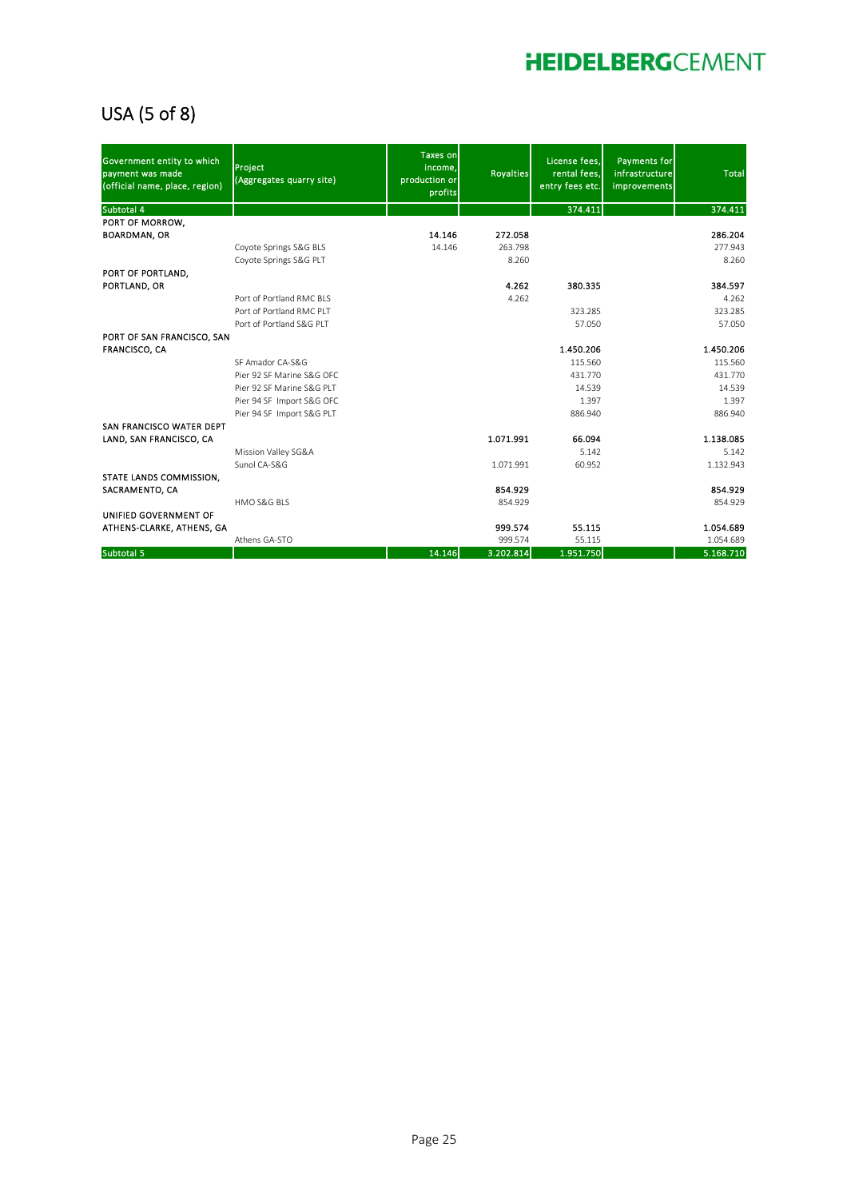# USA (5 of 8)

| Government entity to which payment was made (official name, place, region) | Project (Aggregates quarry site) | Taxes on income, production or profits | Royalties | License fees, rental fees, entry fees etc. | Payments for infrastructure improvements | Total |
|---|---|---|---|---|---|---|
| Subtotal 4 | | | | 374.411 | | 374.411 |
| **PORT OF MORROW, BOARDMAN, OR** | | **14.146** | **272.058** | | | **286.204** |
| | Coyote Springs S&G BLS | 14.146 | 263.798 | | | 277.943 |
| | Coyote Springs S&G PLT | | 8.260 | | | 8.260 |
| **PORT OF PORTLAND, PORTLAND, OR** | | | **4.262** | **380.335** | | **384.597** |
| | Port of Portland RMC BLS | | 4.262 | | | 4.262 |
| | Port of Portland RMC PLT | | | 323.285 | | 323.285 |
| | Port of Portland S&G PLT | | | 57.050 | | 57.050 |
| **PORT OF SAN FRANCISCO, SAN FRANCISCO, CA** | | | | **1.450.206** | | **1.450.206** |
| | SF Amador CA-S&G | | | 115.560 | | 115.560 |
| | Pier 92 SF Marine S&G OFC | | | 431.770 | | 431.770 |
| | Pier 92 SF Marine S&G PLT | | | 14.539 | | 14.539 |
| | Pier 94 SF Import S&G OFC | | | 1.397 | | 1.397 |
| | Pier 94 SF Import S&G PLT | | | 886.940 | | 886.940 |
| **SAN FRANCISCO WATER DEPT LAND, SAN FRANCISCO, CA** | | | **1.071.991** | **66.094** | | **1.138.085** |
| | Mission Valley SG&A | | | 5.142 | | 5.142 |
| | Sunol CA-S&G | | 1.071.991 | 60.952 | | 1.132.943 |
| **STATE LANDS COMMISSION, SACRAMENTO, CA** | | | **854.929** | | | **854.929** |
| | HMO S&G BLS | | 854.929 | | | 854.929 |
| **UNIFIED GOVERNMENT OF ATHENS-CLARKE, ATHENS, GA** | | | **999.574** | **55.115** | | **1.054.689** |
| | Athens GA-STO | | 999.574 | 55.115 | | 1.054.689 |
| Subtotal 5 | | 14.146 | 3.202.814 | 1.951.750 | | 5.168.710 |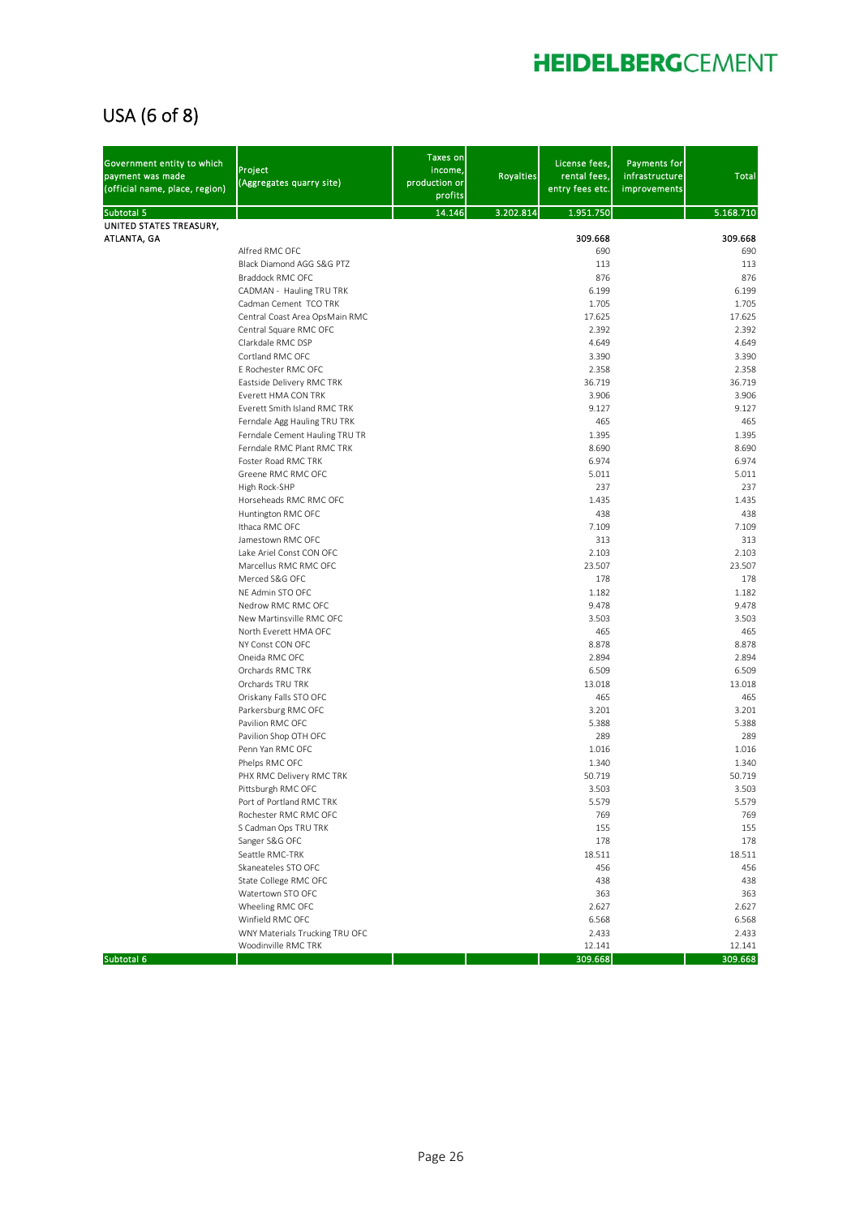# USA (6 of 8)

| Government entity to which payment was made (official name, place, region) | Project (Aggregates quarry site) | Taxes on income, production or profits | Royalties | License fees, rental fees, entry fees etc. | Payments for infrastructure improvements | Total |
|---|---|---|---|---|---|---|
| Subtotal 5 | | 14.146 | 3.202.814 | 1.951.750 | | 5.168.710 |
| UNITED STATES TREASURY, ATLANTA, GA | | | | 309.668 | | 309.668 |
| | Alfred RMC OFC | | | 690 | | 690 |
| | Black Diamond AGG S&G PTZ | | | 113 | | 113 |
| | Braddock RMC OFC | | | 876 | | 876 |
| | CADMAN - Hauling TRU TRK | | | 6.199 | | 6.199 |
| | Cadman Cement TCO TRK | | | 1.705 | | 1.705 |
| | Central Coast Area OpsMain RMC | | | 17.625 | | 17.625 |
| | Central Square RMC OFC | | | 2.392 | | 2.392 |
| | Clarkdale RMC DSP | | | 4.649 | | 4.649 |
| | Cortland RMC OFC | | | 3.390 | | 3.390 |
| | E Rochester RMC OFC | | | 2.358 | | 2.358 |
| | Eastside Delivery RMC TRK | | | 36.719 | | 36.719 |
| | Everett HMA CON TRK | | | 3.906 | | 3.906 |
| | Everett Smith Island RMC TRK | | | 9.127 | | 9.127 |
| | Ferndale Agg Hauling TRU TRK | | | 465 | | 465 |
| | Ferndale Cement Hauling TRU TR | | | 1.395 | | 1.395 |
| | Ferndale RMC Plant RMC TRK | | | 8.690 | | 8.690 |
| | Foster Road RMC TRK | | | 6.974 | | 6.974 |
| | Greene RMC RMC OFC | | | 5.011 | | 5.011 |
| | High Rock-SHP | | | 237 | | 237 |
| | Horseheads RMC RMC OFC | | | 1.435 | | 1.435 |
| | Huntington RMC OFC | | | 438 | | 438 |
| | Ithaca RMC OFC | | | 7.109 | | 7.109 |
| | Jamestown RMC OFC | | | 313 | | 313 |
| | Lake Ariel Const CON OFC | | | 2.103 | | 2.103 |
| | Marcellus RMC RMC OFC | | | 23.507 | | 23.507 |
| | Merced S&G OFC | | | 178 | | 178 |
| | NE Admin STO OFC | | | 1.182 | | 1.182 |
| | Nedrow RMC RMC OFC | | | 9.478 | | 9.478 |
| | New Martinsville RMC OFC | | | 3.503 | | 3.503 |
| | North Everett HMA OFC | | | 465 | | 465 |
| | NY Const CON OFC | | | 8.878 | | 8.878 |
| | Oneida RMC OFC | | | 2.894 | | 2.894 |
| | Orchards RMC TRK | | | 6.509 | | 6.509 |
| | Orchards TRU TRK | | | 13.018 | | 13.018 |
| | Oriskany Falls STO OFC | | | 465 | | 465 |
| | Parkersburg RMC OFC | | | 3.201 | | 3.201 |
| | Pavilion RMC OFC | | | 5.388 | | 5.388 |
| | Pavilion Shop OTH OFC | | | 289 | | 289 |
| | Penn Yan RMC OFC | | | 1.016 | | 1.016 |
| | Phelps RMC OFC | | | 1.340 | | 1.340 |
| | PHX RMC Delivery RMC TRK | | | 50.719 | | 50.719 |
| | Pittsburgh RMC OFC | | | 3.503 | | 3.503 |
| | Port of Portland RMC TRK | | | 5.579 | | 5.579 |
| | Rochester RMC RMC OFC | | | 769 | | 769 |
| | S Cadman Ops TRU TRK | | | 155 | | 155 |
| | Sanger S&G OFC | | | 178 | | 178 |
| | Seattle RMC-TRK | | | 18.511 | | 18.511 |
| | Skaneateles STO OFC | | | 456 | | 456 |
| | State College RMC OFC | | | 438 | | 438 |
| | Watertown STO OFC | | | 363 | | 363 |
| | Wheeling RMC OFC | | | 2.627 | | 2.627 |
| | Winfield RMC OFC | | | 6.568 | | 6.568 |
| | WNY Materials Trucking TRU OFC | | | 2.433 | | 2.433 |
| | Woodinville RMC TRK | | | 12.141 | | 12.141 |
| Subtotal 6 | | | | 309.668 | | 309.668 |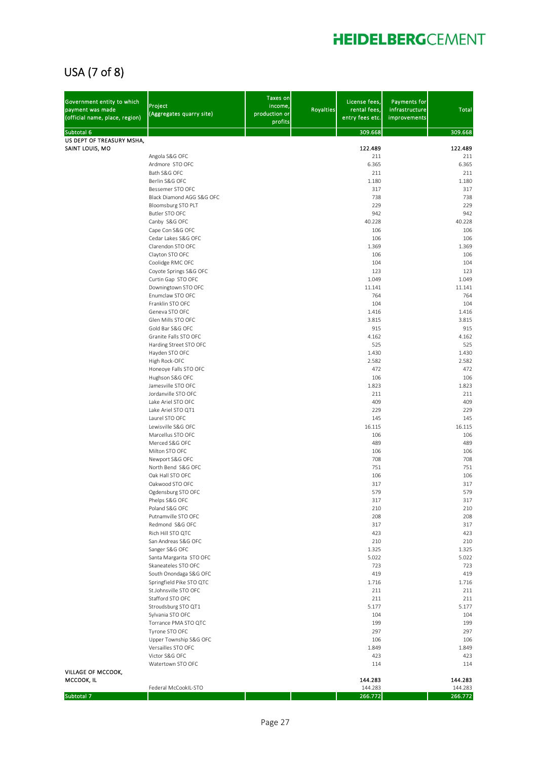# USA (7 of 8)

| Government entity to which payment was made (official name, place, region) | Project (Aggregates quarry site) | Taxes on income, production or profits | Royalties | License fees, rental fees, entry fees etc. | Payments for infrastructure improvements | Total |
|---|---|---|---|---|---|---|
| Subtotal 6 | | | | 309.668 | | 309.668 |
| **US DEPT OF TREASURY MSHA, SAINT LOUIS, MO** | | | | **122.489** | | **122.489** |
| | Angola S&G OFC | | | 211 | | 211 |
| | Ardmore STO OFC | | | 6.365 | | 6.365 |
| | Bath S&G OFC | | | 211 | | 211 |
| | Berlin S&G OFC | | | 1.180 | | 1.180 |
| | Bessemer STO OFC | | | 317 | | 317 |
| | Black Diamond AGG S&G OFC | | | 738 | | 738 |
| | Bloomsburg STO PLT | | | 229 | | 229 |
| | Butler STO OFC | | | 942 | | 942 |
| | Canby S&G OFC | | | 40.228 | | 40.228 |
| | Cape Con S&G OFC | | | 106 | | 106 |
| | Cedar Lakes S&G OFC | | | 106 | | 106 |
| | Clarendon STO OFC | | | 1.369 | | 1.369 |
| | Clayton STO OFC | | | 106 | | 106 |
| | Coolidge RMC OFC | | | 104 | | 104 |
| | Coyote Springs S&G OFC | | | 123 | | 123 |
| | Curtin Gap STO OFC | | | 1.049 | | 1.049 |
| | Downingtown STO OFC | | | 11.141 | | 11.141 |
| | Enumclaw STO OFC | | | 764 | | 764 |
| | Franklin STO OFC | | | 104 | | 104 |
| | Geneva STO OFC | | | 1.416 | | 1.416 |
| | Glen Mills STO OFC | | | 3.815 | | 3.815 |
| | Gold Bar S&G OFC | | | 915 | | 915 |
| | Granite Falls STO OFC | | | 4.162 | | 4.162 |
| | Harding Street STO OFC | | | 525 | | 525 |
| | Hayden STO OFC | | | 1.430 | | 1.430 |
| | High Rock-OFC | | | 2.582 | | 2.582 |
| | Honeoye Falls STO OFC | | | 472 | | 472 |
| | Hughson S&G OFC | | | 106 | | 106 |
| | Jamesville STO OFC | | | 1.823 | | 1.823 |
| | Jordanville STO OFC | | | 211 | | 211 |
| | Lake Ariel STO OFC | | | 409 | | 409 |
| | Lake Ariel STO QT1 | | | 229 | | 229 |
| | Laurel STO OFC | | | 145 | | 145 |
| | Lewisville S&G OFC | | | 16.115 | | 16.115 |
| | Marcellus STO OFC | | | 106 | | 106 |
| | Merced S&G OFC | | | 489 | | 489 |
| | Milton STO OFC | | | 106 | | 106 |
| | Newport S&G OFC | | | 708 | | 708 |
| | North Bend S&G OFC | | | 751 | | 751 |
| | Oak Hall STO OFC | | | 106 | | 106 |
| | Oakwood STO OFC | | | 317 | | 317 |
| | Ogdensburg STO OFC | | | 579 | | 579 |
| | Phelps S&G OFC | | | 317 | | 317 |
| | Poland S&G OFC | | | 210 | | 210 |
| | Putnamville STO OFC | | | 208 | | 208 |
| | Redmond S&G OFC | | | 317 | | 317 |
| | Rich Hill STO QTC | | | 423 | | 423 |
| | San Andreas S&G OFC | | | 210 | | 210 |
| | Sanger S&G OFC | | | 1.325 | | 1.325 |
| | Santa Margarita STO OFC | | | 5.022 | | 5.022 |
| | Skaneateles STO OFC | | | 723 | | 723 |
| | South Onondaga S&G OFC | | | 419 | | 419 |
| | Springfield Pike STO QTC | | | 1.716 | | 1.716 |
| | St.Johnsville STO OFC | | | 211 | | 211 |
| | Stafford STO OFC | | | 211 | | 211 |
| | Stroudsburg STO QT1 | | | 5.177 | | 5.177 |
| | Sylvania STO OFC | | | 104 | | 104 |
| | Torrance PMA STO QTC | | | 199 | | 199 |
| | Tyrone STO OFC | | | 297 | | 297 |
| | Upper Township S&G OFC | | | 106 | | 106 |
| | Versailles STO OFC | | | 1.849 | | 1.849 |
| | Victor S&G OFC | | | 423 | | 423 |
| | Watertown STO OFC | | | 114 | | 114 |
| **VILLAGE OF MCCOOK, MCCOOK, IL** | | | | **144.283** | | **144.283** |
| | Federal McCookIL-STO | | | 144.283 | | 144.283 |
| Subtotal 7 | | | | 266.772 | | 266.772 |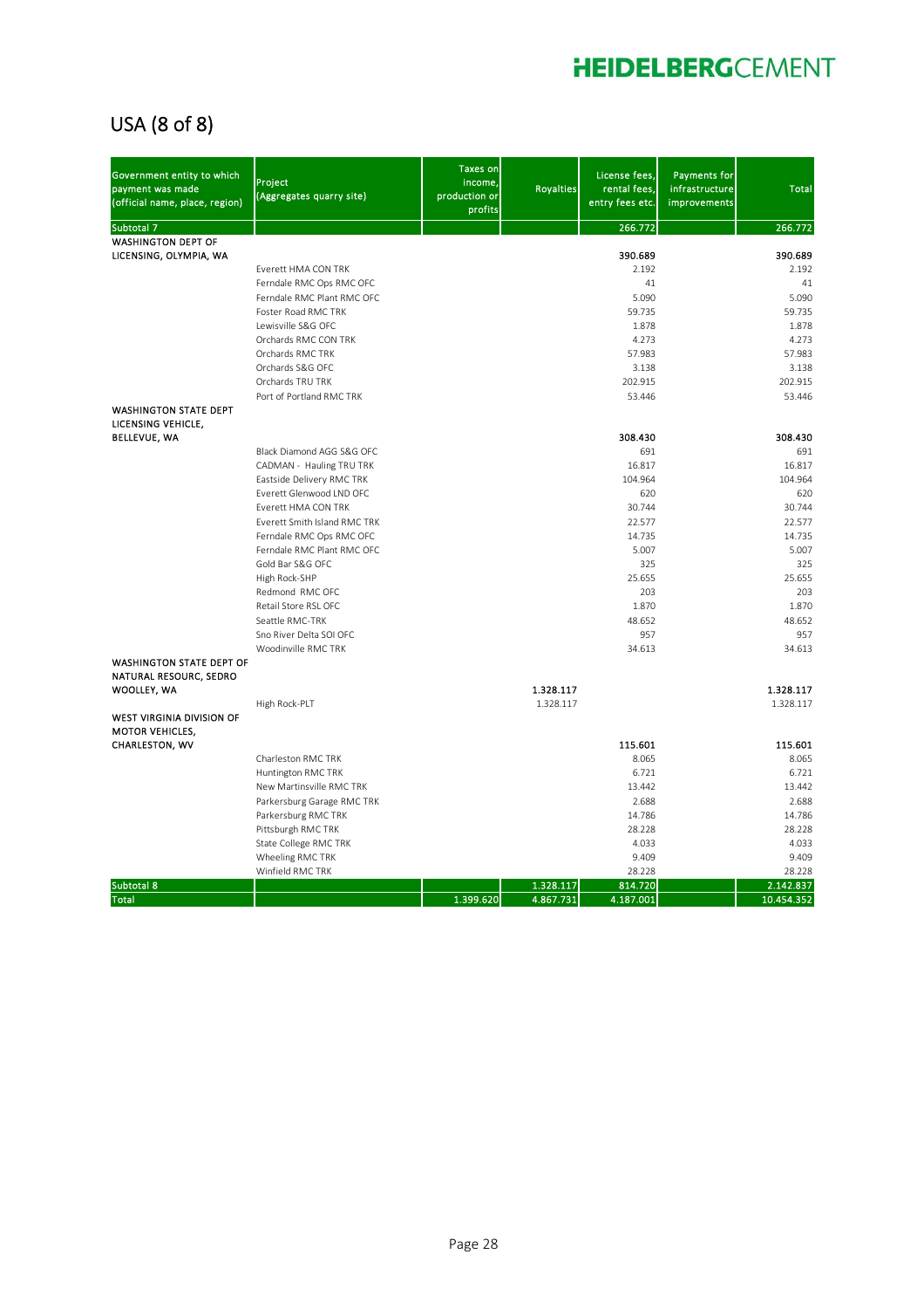## USA (8 of 8)

| Government entity to which payment was made (official name, place, region) | Project (Aggregates quarry site) | Taxes on income, production or profits | Royalties | License fees, rental fees, entry fees etc. | Payments for infrastructure improvements | Total |
|---|---|---|---|---|---|---|
| Subtotal 7 | | | | 266.772 | | 266.772 |
| **WASHINGTON DEPT OF LICENSING, OLYMPIA, WA** | | | | **390.689** | | **390.689** |
| | Everett HMA CON TRK | | | 2.192 | | 2.192 |
| | Ferndale RMC Ops RMC OFC | | | 41 | | 41 |
| | Ferndale RMC Plant RMC OFC | | | 5.090 | | 5.090 |
| | Foster Road RMC TRK | | | 59.735 | | 59.735 |
| | Lewisville S&G OFC | | | 1.878 | | 1.878 |
| | Orchards RMC CON TRK | | | 4.273 | | 4.273 |
| | Orchards RMC TRK | | | 57.983 | | 57.983 |
| | Orchards S&G OFC | | | 3.138 | | 3.138 |
| | Orchards TRU TRK | | | 202.915 | | 202.915 |
| | Port of Portland RMC TRK | | | 53.446 | | 53.446 |
| **WASHINGTON STATE DEPT LICENSING VEHICLE, BELLEVUE, WA** | | | | **308.430** | | **308.430** |
| | Black Diamond AGG S&G OFC | | | 691 | | 691 |
| | CADMAN - Hauling TRU TRK | | | 16.817 | | 16.817 |
| | Eastside Delivery RMC TRK | | | 104.964 | | 104.964 |
| | Everett Glenwood LND OFC | | | 620 | | 620 |
| | Everett HMA CON TRK | | | 30.744 | | 30.744 |
| | Everett Smith Island RMC TRK | | | 22.577 | | 22.577 |
| | Ferndale RMC Ops RMC OFC | | | 14.735 | | 14.735 |
| | Ferndale RMC Plant RMC OFC | | | 5.007 | | 5.007 |
| | Gold Bar S&G OFC | | | 325 | | 325 |
| | High Rock-SHP | | | 25.655 | | 25.655 |
| | Redmond RMC OFC | | | 203 | | 203 |
| | Retail Store RSL OFC | | | 1.870 | | 1.870 |
| | Seattle RMC-TRK | | | 48.652 | | 48.652 |
| | Sno River Delta SOI OFC | | | 957 | | 957 |
| | Woodinville RMC TRK | | | 34.613 | | 34.613 |
| **WASHINGTON STATE DEPT OF NATURAL RESOURC, SEDRO WOOLLEY, WA** | | | **1.328.117** | | | **1.328.117** |
| | High Rock-PLT | | 1.328.117 | | | 1.328.117 |
| **WEST VIRGINIA DIVISION OF MOTOR VEHICLES, CHARLESTON, WV** | | | | **115.601** | | **115.601** |
| | Charleston RMC TRK | | | 8.065 | | 8.065 |
| | Huntington RMC TRK | | | 6.721 | | 6.721 |
| | New Martinsville RMC TRK | | | 13.442 | | 13.442 |
| | Parkersburg Garage RMC TRK | | | 2.688 | | 2.688 |
| | Parkersburg RMC TRK | | | 14.786 | | 14.786 |
| | Pittsburgh RMC TRK | | | 28.228 | | 28.228 |
| | State College RMC TRK | | | 4.033 | | 4.033 |
| | Wheeling RMC TRK | | | 9.409 | | 9.409 |
| | Winfield RMC TRK | | | 28.228 | | 28.228 |
| Subtotal 8 | | | 1.328.117 | 814.720 | | 2.142.837 |
| Total | | 1.399.620 | 4.867.731 | 4.187.001 | | 10.454.352 |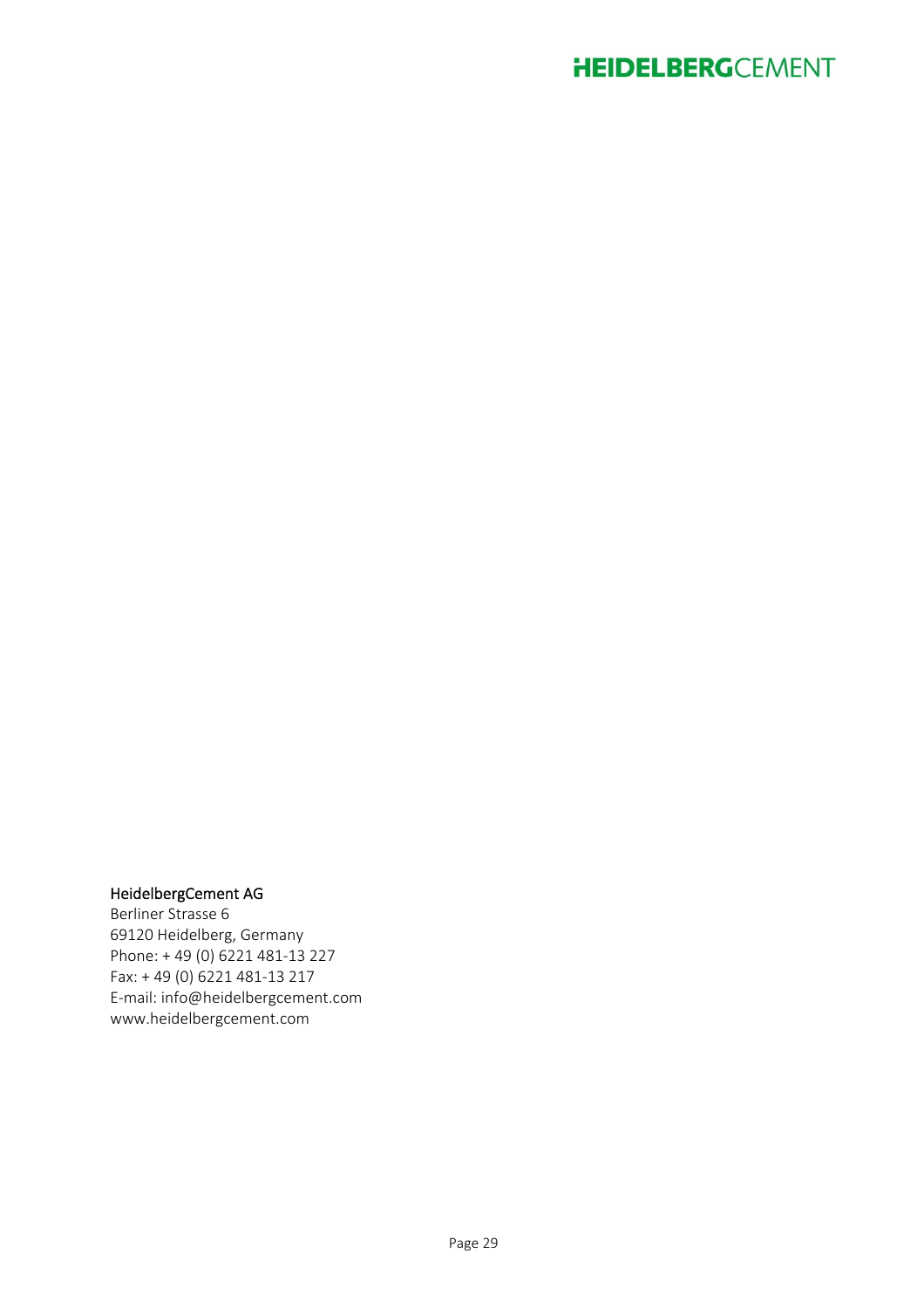HEIDELBERGCEMENT

HeidelbergCement AG
Berliner Strasse 6
69120 Heidelberg, Germany
Phone: + 49 (0) 6221 481-13 227
Fax: + 49 (0) 6221 481-13 217
E-mail: info@heidelbergcement.com
www.heidelbergcement.com